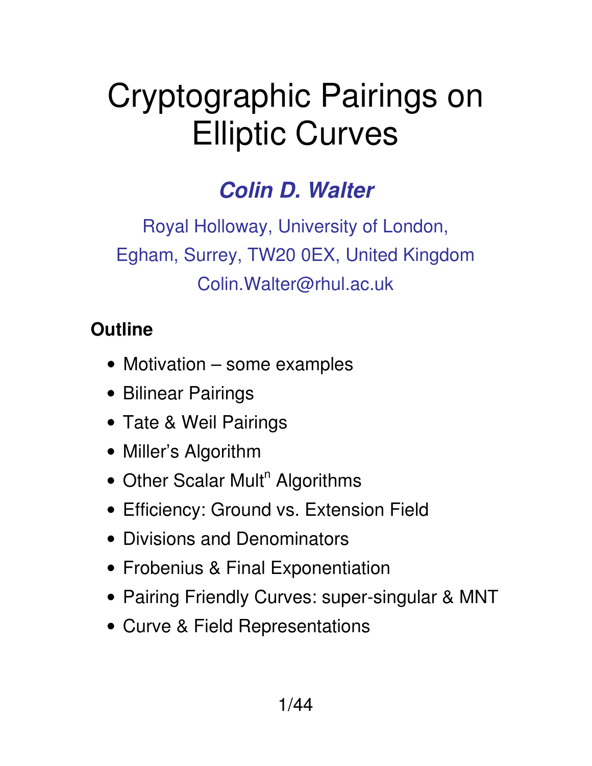# Cryptographic Pairings on Elliptic Curves

***Colin D. Walter***

Royal Holloway, University of London,
Egham, Surrey, TW20 0EX, United Kingdom
Colin.Walter@rhul.ac.uk

## Outline

- Motivation – some examples
- Bilinear Pairings
- Tate & Weil Pairings
- Miller's Algorithm
- Other Scalar Mult$^n$ Algorithms
- Efficiency: Ground vs. Extension Field
- Divisions and Denominators
- Frobenius & Final Exponentiation
- Pairing Friendly Curves: super-singular & MNT
- Curve & Field Representations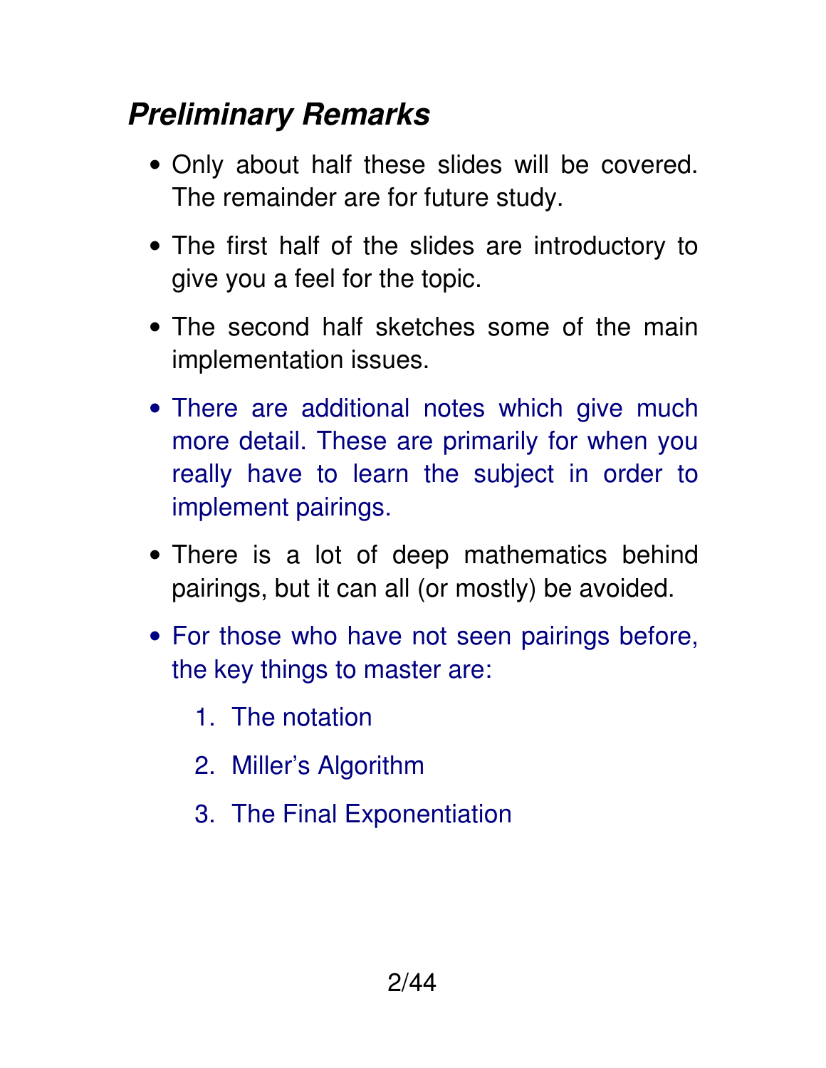## *Preliminary Remarks*

- Only about half these slides will be covered. The remainder are for future study.
- The first half of the slides are introductory to give you a feel for the topic.
- The second half sketches some of the main implementation issues.
- There are additional notes which give much more detail. These are primarily for when you really have to learn the subject in order to implement pairings.
- There is a lot of deep mathematics behind pairings, but it can all (or mostly) be avoided.
- For those who have not seen pairings before, the key things to master are:
  1. The notation
  2. Miller's Algorithm
  3. The Final Exponentiation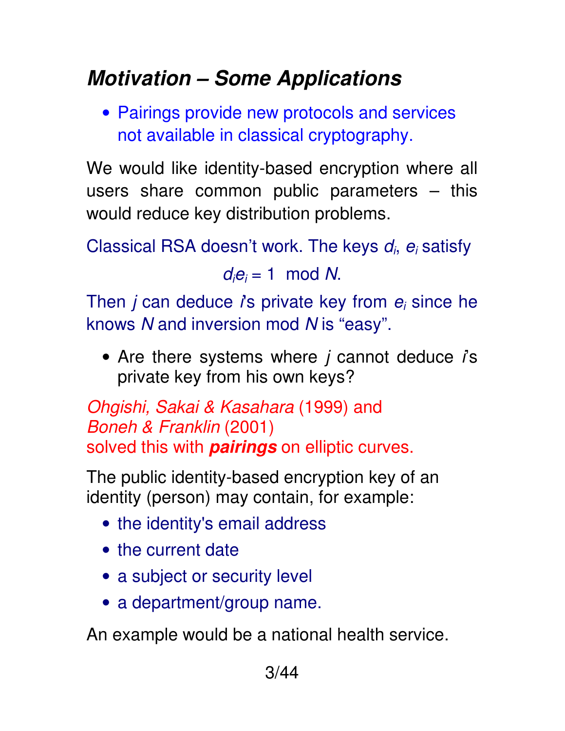## *Motivation – Some Applications*

- Pairings provide new protocols and services not available in classical cryptography.

We would like identity-based encryption where all users share common public parameters – this would reduce key distribution problems.

Classical RSA doesn't work. The keys $d_i$, $e_i$ satisfy

$$d_i e_i = 1 \mod N.$$

Then $j$ can deduce $i$'s private key from $e_i$ since he knows $N$ and inversion mod $N$ is "easy".

- Are there systems where $j$ cannot deduce $i$'s private key from his own keys?

*Ohgishi, Sakai & Kasahara* (1999) and
*Boneh & Franklin* (2001)
solved this with ***pairings*** on elliptic curves.

The public identity-based encryption key of an identity (person) may contain, for example:

- the identity's email address
- the current date
- a subject or security level
- a department/group name.

An example would be a national health service.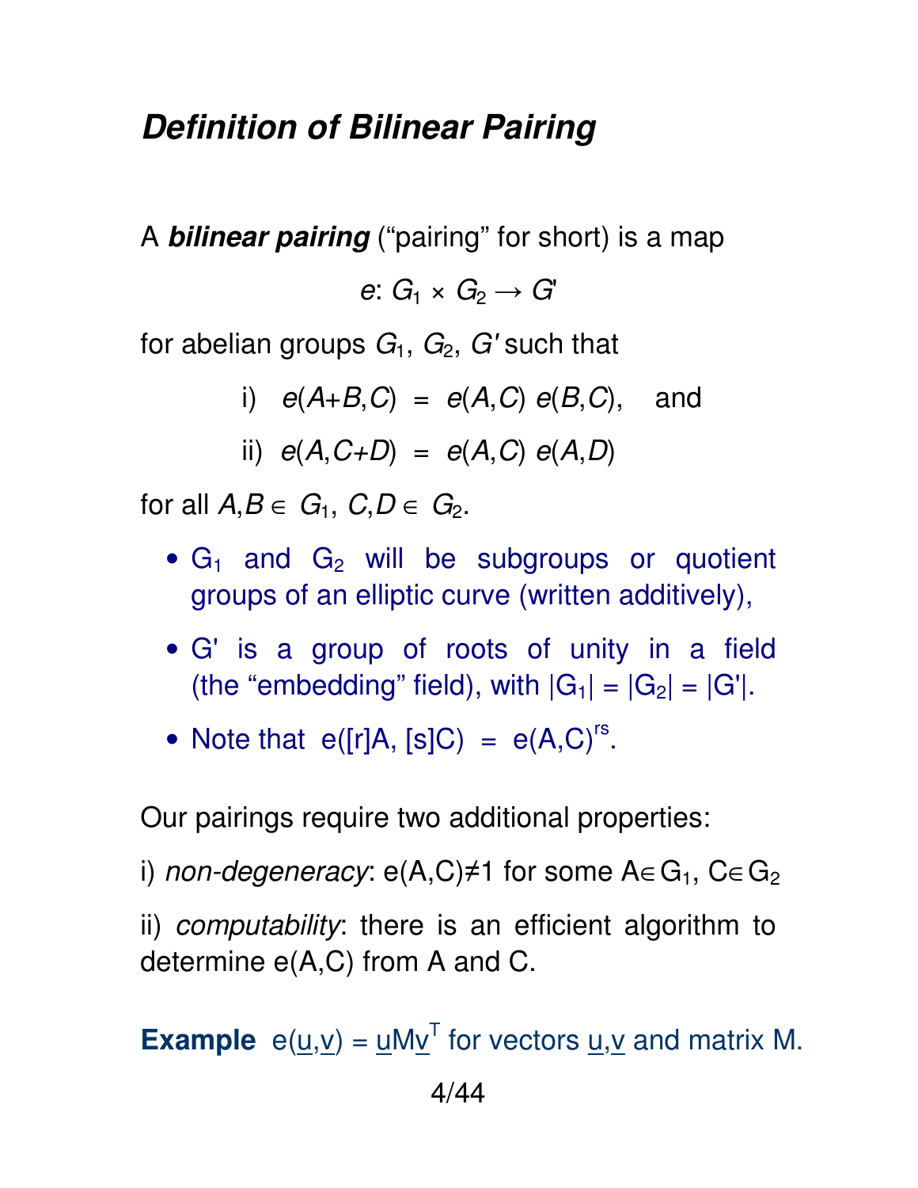## *Definition of Bilinear Pairing*

A ***bilinear pairing*** (“pairing” for short) is a map

$$e: G_1 \times G_2 \rightarrow G'$$

for abelian groups $G_1$, $G_2$, $G'$ such that

i) $e(A+B,C) = e(A,C)\, e(B,C)$, and

ii) $e(A,C+D) = e(A,C)\, e(A,D)$

for all $A,B \in G_1$, $C,D \in G_2$.

- $G_1$ and $G_2$ will be subgroups or quotient groups of an elliptic curve (written additively),
- $G'$ is a group of roots of unity in a field (the “embedding” field), with $|G_1| = |G_2| = |G'|$.
- Note that $e([r]A, [s]C) = e(A,C)^{rs}$.

Our pairings require two additional properties:

i) *non-degeneracy*: $e(A,C) \neq 1$ for some $A \in G_1$, $C \in G_2$

ii) *computability*: there is an efficient algorithm to determine $e(A,C)$ from $A$ and $C$.

**Example** $e(\underline{u},\underline{v}) = \underline{u} M \underline{v}^T$ for vectors $\underline{u},\underline{v}$ and matrix $M$.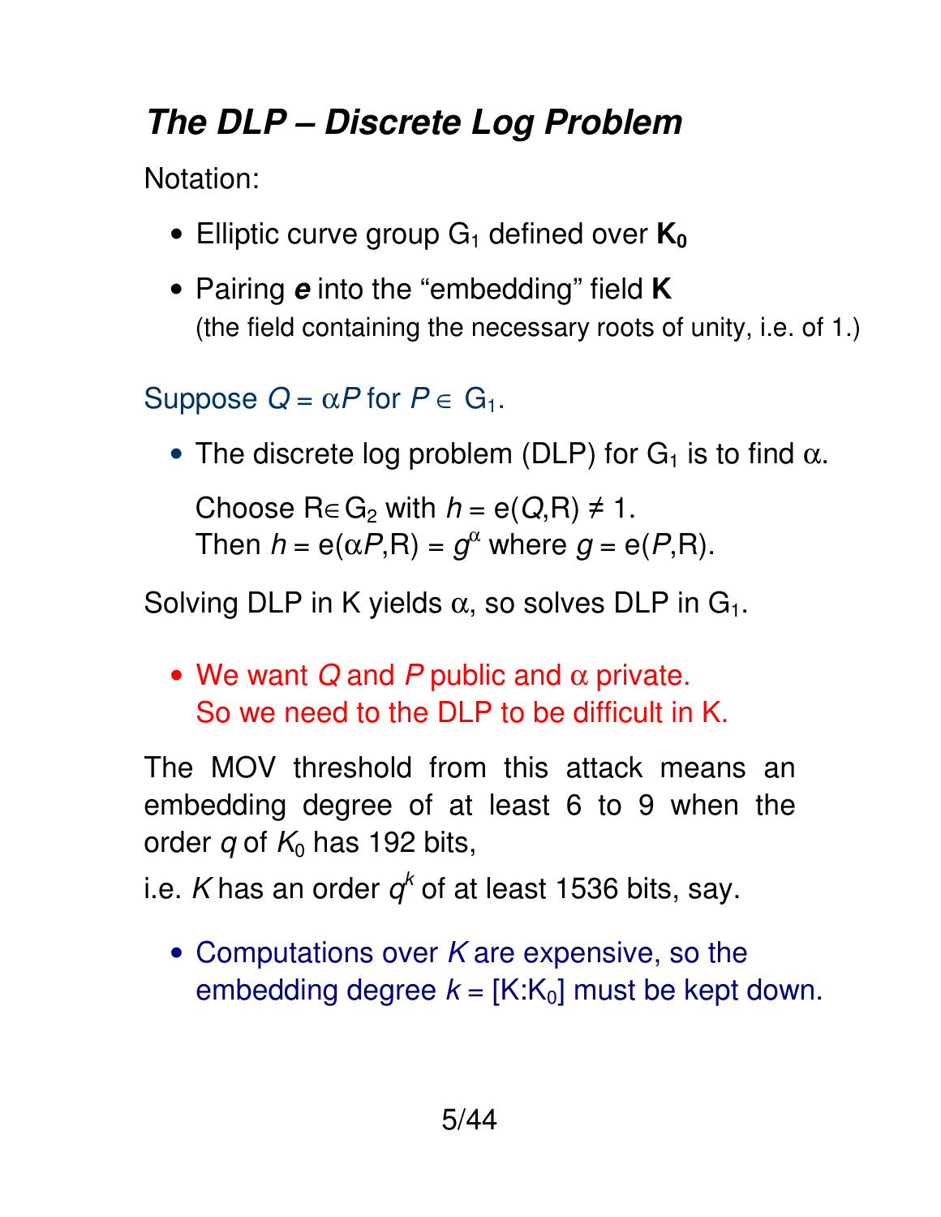# *The DLP – Discrete Log Problem*

Notation:

- Elliptic curve group $G_1$ defined over $\mathbf{K_0}$
- Pairing ***e*** into the "embedding" field **K**
  (the field containing the necessary roots of unity, i.e. of 1.)

Suppose $Q = \alpha P$ for $P \in G_1$.

- The discrete log problem (DLP) for $G_1$ is to find $\alpha$.

  Choose $R \in G_2$ with $h = e(Q,R) \neq 1$.
  Then $h = e(\alpha P,R) = g^\alpha$ where $g = e(P,R)$.

Solving DLP in K yields $\alpha$, so solves DLP in $G_1$.

- We want $Q$ and $P$ public and $\alpha$ private.
  So we need to the DLP to be difficult in K.

The MOV threshold from this attack means an embedding degree of at least 6 to 9 when the order $q$ of $K_0$ has 192 bits,

i.e. $K$ has an order $q^k$ of at least 1536 bits, say.

- Computations over $K$ are expensive, so the embedding degree $k = [K:K_0]$ must be kept down.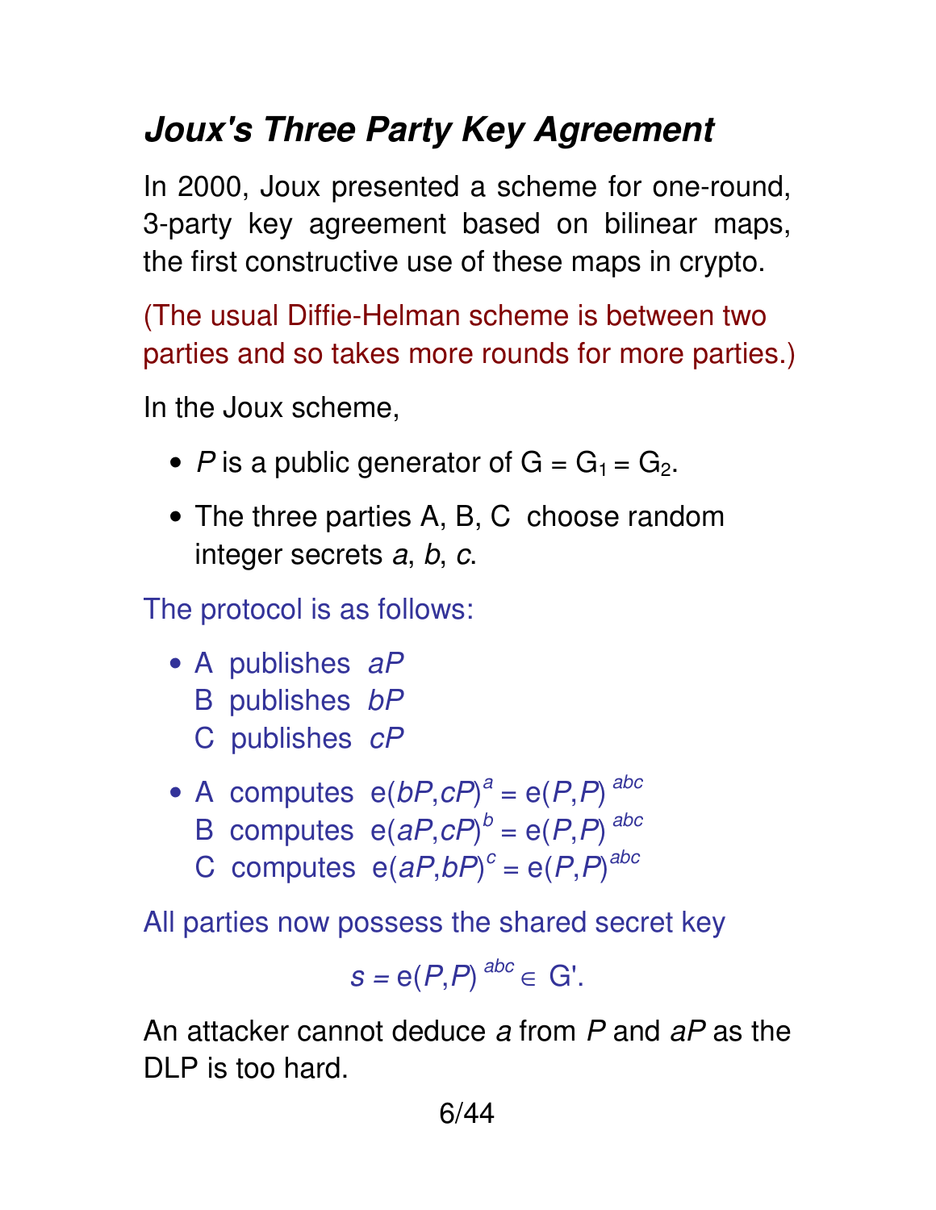# *Joux's Three Party Key Agreement*

In 2000, Joux presented a scheme for one-round, 3-party key agreement based on bilinear maps, the first constructive use of these maps in crypto.

(The usual Diffie-Helman scheme is between two parties and so takes more rounds for more parties.)

In the Joux scheme,

- $P$ is a public generator of $G = G_1 = G_2$.
- The three parties A, B, C choose random integer secrets $a$, $b$, $c$.

The protocol is as follows:

- A publishes $aP$
  B publishes $bP$
  C publishes $cP$
- A computes $e(bP,cP)^a = e(P,P)^{abc}$
  B computes $e(aP,cP)^b = e(P,P)^{abc}$
  C computes $e(aP,bP)^c = e(P,P)^{abc}$

All parties now possess the shared secret key

$$s = e(P,P)^{abc} \in G'.$$

An attacker cannot deduce $a$ from $P$ and $aP$ as the DLP is too hard.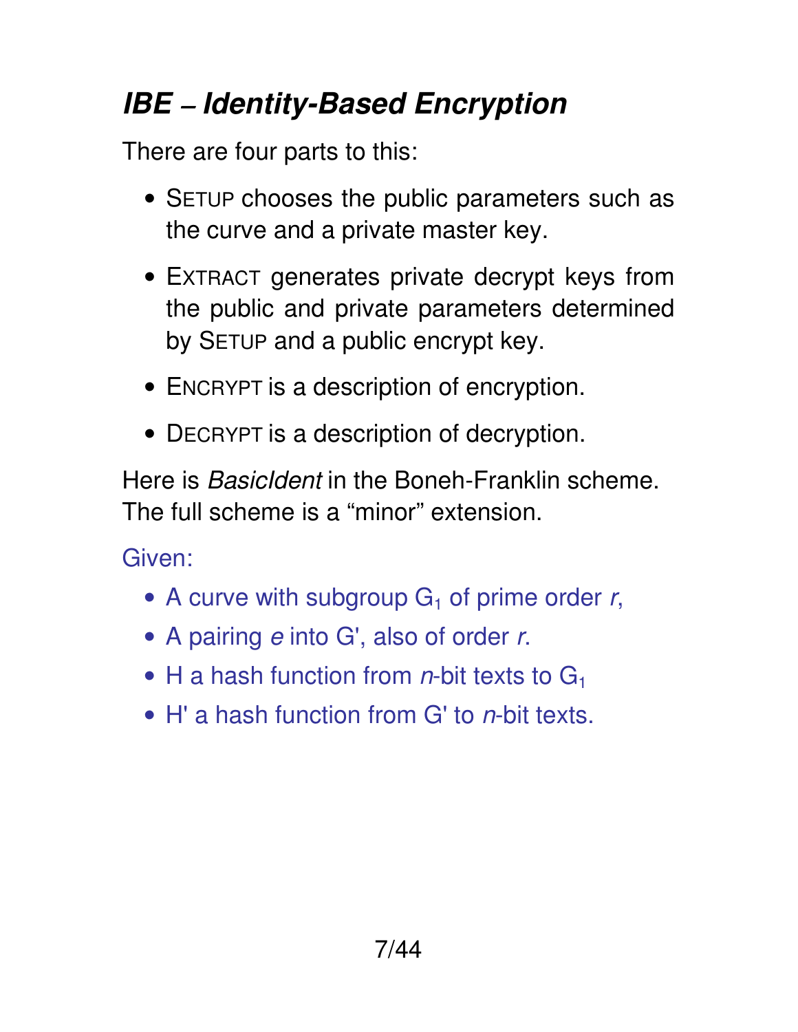# *IBE – Identity-Based Encryption*

There are four parts to this:

- SETUP chooses the public parameters such as the curve and a private master key.
- EXTRACT generates private decrypt keys from the public and private parameters determined by SETUP and a public encrypt key.
- ENCRYPT is a description of encryption.
- DECRYPT is a description of decryption.

Here is *BasicIdent* in the Boneh-Franklin scheme. The full scheme is a “minor” extension.

Given:

- A curve with subgroup $G_1$ of prime order $r$,
- A pairing $e$ into G', also of order $r$.
- H a hash function from $n$-bit texts to $G_1$
- H' a hash function from G' to $n$-bit texts.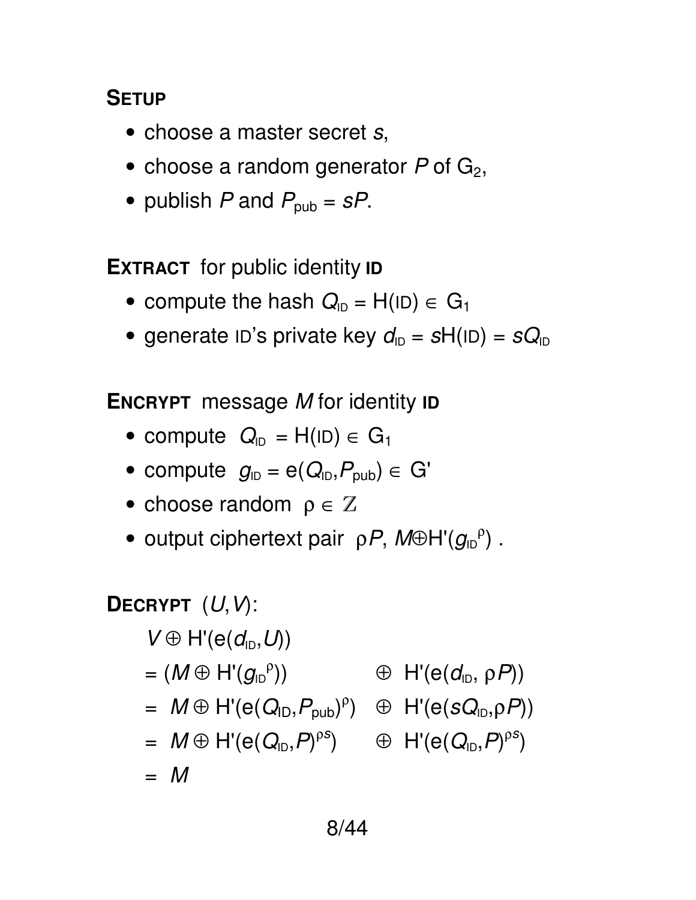**SETUP**

- choose a master secret $s$,
- choose a random generator $P$ of $G_2$,
- publish $P$ and $P_{pub} = sP$.

**EXTRACT** for public identity **ID**

- compute the hash $Q_{ID} = H(ID) \in G_1$
- generate ID's private key $d_{ID} = sH(ID) = sQ_{ID}$

**ENCRYPT** message $M$ for identity **ID**

- compute $Q_{ID} = H(ID) \in G_1$
- compute $g_{ID} = e(Q_{ID}, P_{pub}) \in G'$
- choose random $\rho \in \mathbb{Z}$
- output ciphertext pair $\rho P$, $M \oplus H'(g_{ID}^{\rho})$ .

**DECRYPT** $(U, V)$:

$$
\begin{aligned}
& V \oplus H'(e(d_{ID}, U)) \\
&= (M \oplus H'(g_{ID}^{\rho})) \qquad \oplus \; H'(e(d_{ID}, \rho P)) \\
&= M \oplus H'(e(Q_{ID}, P_{pub})^{\rho}) \quad \oplus \; H'(e(sQ_{ID}, \rho P)) \\
&= M \oplus H'(e(Q_{ID}, P)^{\rho s}) \qquad \oplus \; H'(e(Q_{ID}, P)^{\rho s}) \\
&= M
\end{aligned}
$$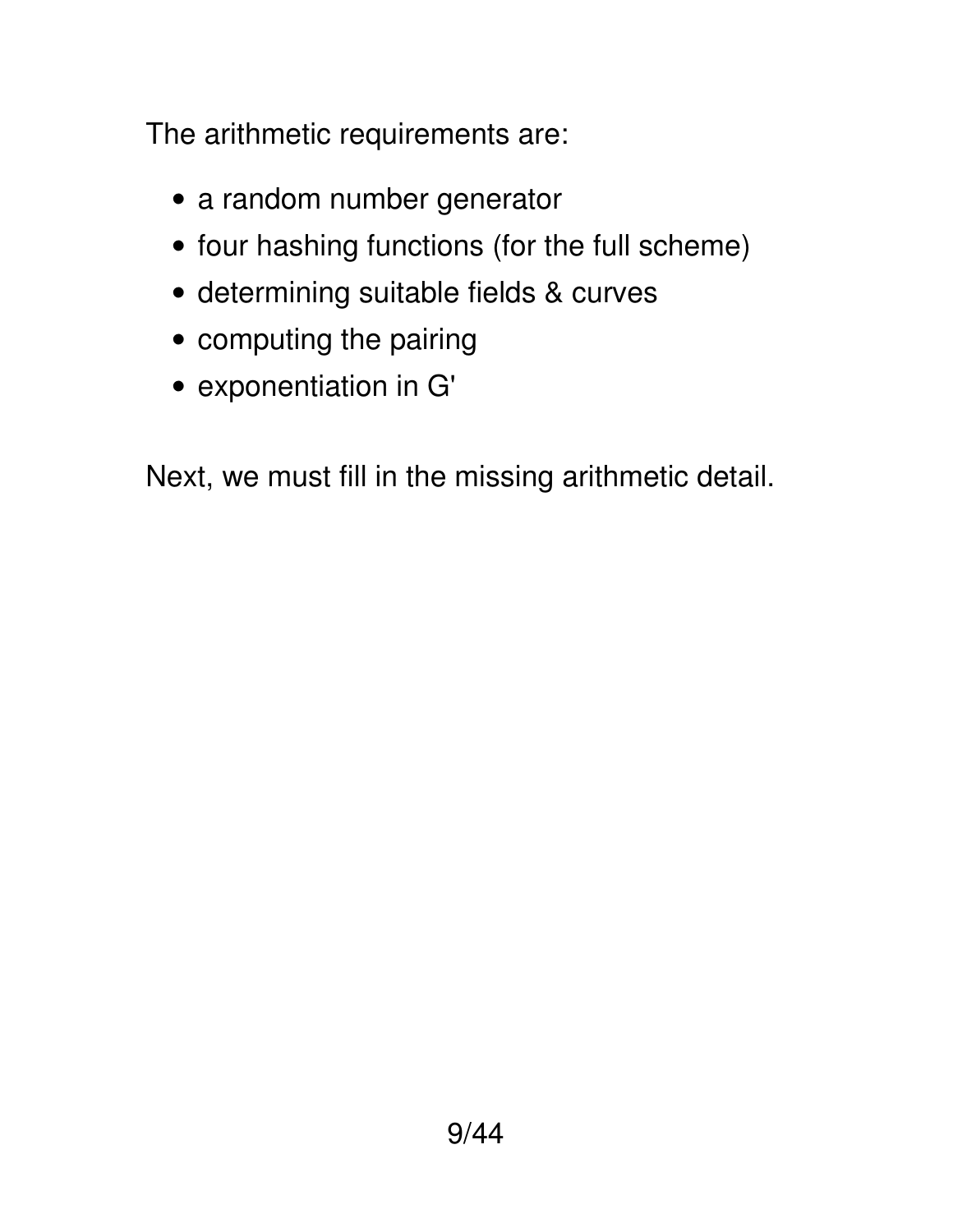The arithmetic requirements are:

- a random number generator
- four hashing functions (for the full scheme)
- determining suitable fields & curves
- computing the pairing
- exponentiation in G'

Next, we must fill in the missing arithmetic detail.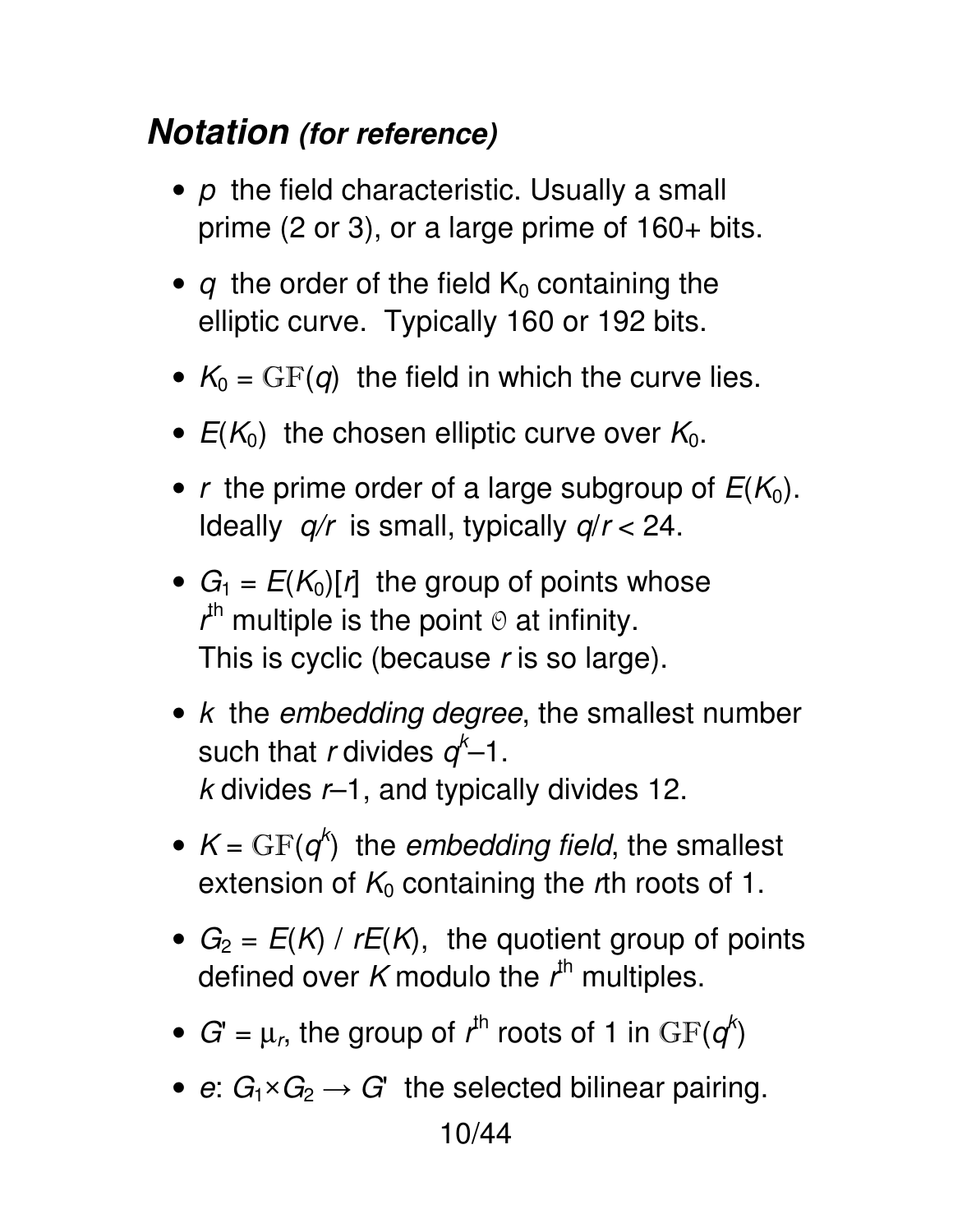## ***Notation*** *(for reference)*

- $p$ the field characteristic. Usually a small prime (2 or 3), or a large prime of 160+ bits.
- $q$ the order of the field $K_0$ containing the elliptic curve. Typically 160 or 192 bits.
- $K_0 = \mathrm{GF}(q)$ the field in which the curve lies.
- $E(K_0)$ the chosen elliptic curve over $K_0$.
- $r$ the prime order of a large subgroup of $E(K_0)$. Ideally $q/r$ is small, typically $q/r < 24$.
- $G_1 = E(K_0)[r]$ the group of points whose $r^{\text{th}}$ multiple is the point $\mathcal{O}$ at infinity. This is cyclic (because $r$ is so large).
- $k$ the *embedding degree*, the smallest number such that $r$ divides $q^k – 1$. $k$ divides $r–1$, and typically divides 12.
- $K = \mathrm{GF}(q^k)$ the *embedding field*, the smallest extension of $K_0$ containing the $r$th roots of 1.
- $G_2 = E(K) / rE(K)$, the quotient group of points defined over $K$ modulo the $r^{\text{th}}$ multiples.
- $G' = \mu_r$, the group of $r^{\text{th}}$ roots of 1 in $\mathrm{GF}(q^k)$
- $e$: $G_1 \times G_2 \rightarrow G'$ the selected bilinear pairing.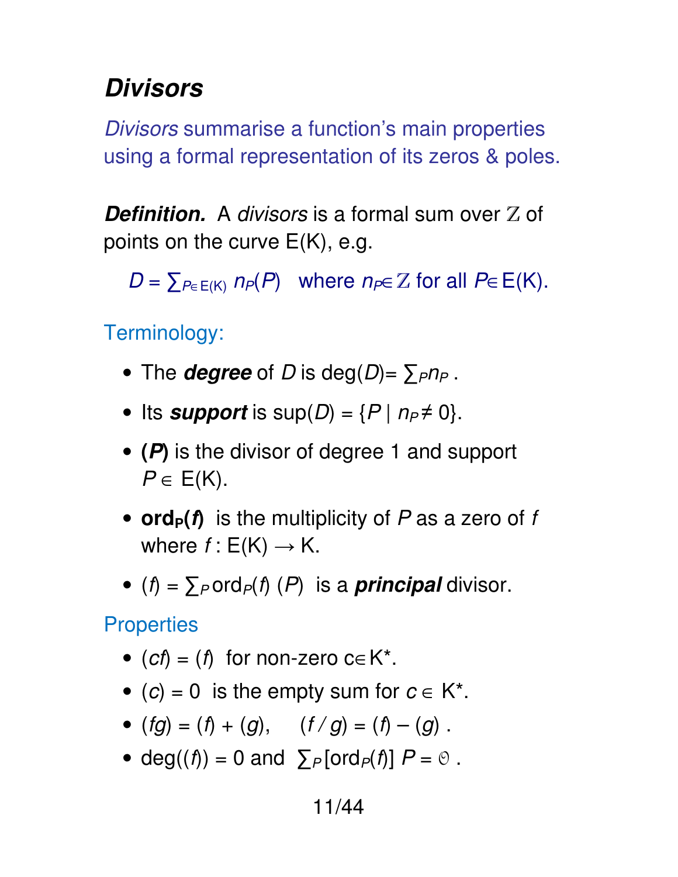# *Divisors*

*Divisors* summarise a function's main properties using a formal representation of its zeros & poles.

***Definition.*** A *divisors* is a formal sum over $\mathbb{Z}$ of points on the curve E(K), e.g.

$$D = \sum_{P \in E(K)} n_P(P) \quad \text{where } n_P \in \mathbb{Z} \text{ for all } P \in E(K).$$

Terminology:

- The ***degree*** of $D$ is $\deg(D) = \sum_P n_P$ .
- Its ***support*** is $\sup(D) = \{P \mid n_P \neq 0\}$.
- **(*P*)** is the divisor of degree 1 and support $P \in E(K)$.
- $\mathbf{ord_P(f)}$ is the multiplicity of $P$ as a zero of $f$ where $f : E(K) \to K$.
- $(f) = \sum_P \text{ord}_P(f)\ (P)$ is a ***principal*** divisor.

Properties

- $(cf) = (f)$ for non-zero $c \in K^*$.
- $(c) = 0$ is the empty sum for $c \in K^*$.
- $(fg) = (f) + (g)$, $\quad (f / g) = (f) - (g)$ .
- $\deg((f)) = 0$ and $\sum_P [\text{ord}_P(f)]\ P = \mathcal{O}$ .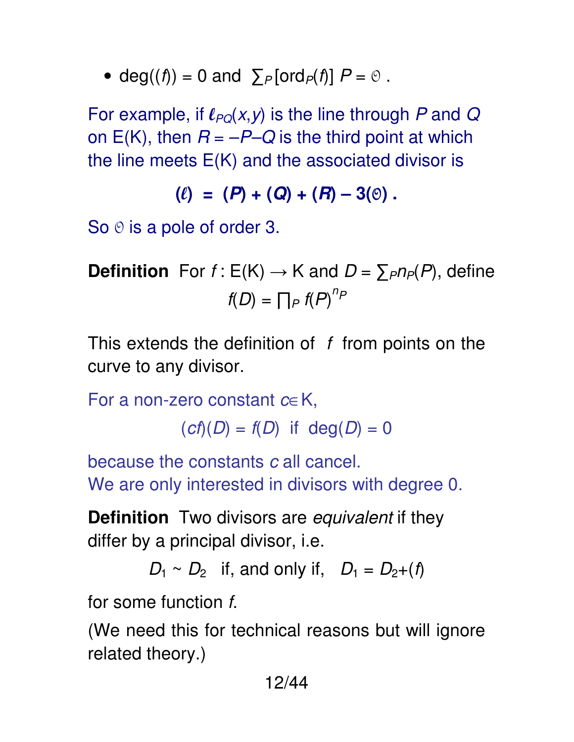- $\deg((f)) = 0$ and $\sum_P [\mathrm{ord}_P(f)]\, P = \mathcal{O}$ .

For example, if $\ell_{PQ}(x,y)$ is the line through $P$ and $Q$ on E(K), then $R = -P-Q$ is the third point at which the line meets E(K) and the associated divisor is

$$(\ell) = (P) + (Q) + (R) - 3(\mathcal{O}) \,.$$

So $\mathcal{O}$ is a pole of order 3.

**Definition** For $f : \mathrm{E(K)} \to \mathrm{K}$ and $D = \sum_P n_P(P)$, define

$$f(D) = \prod_P f(P)^{n_P}$$

This extends the definition of $f$ from points on the curve to any divisor.

For a non-zero constant $c \in \mathrm{K}$,

$$(cf)(D) = f(D) \;\text{ if }\; \deg(D) = 0$$

because the constants $c$ all cancel.
We are only interested in divisors with degree 0.

**Definition** Two divisors are *equivalent* if they differ by a principal divisor, i.e.

$$D_1 \sim D_2 \;\text{ if, and only if, }\; D_1 = D_2 + (f)$$

for some function $f$.

(We need this for technical reasons but will ignore related theory.)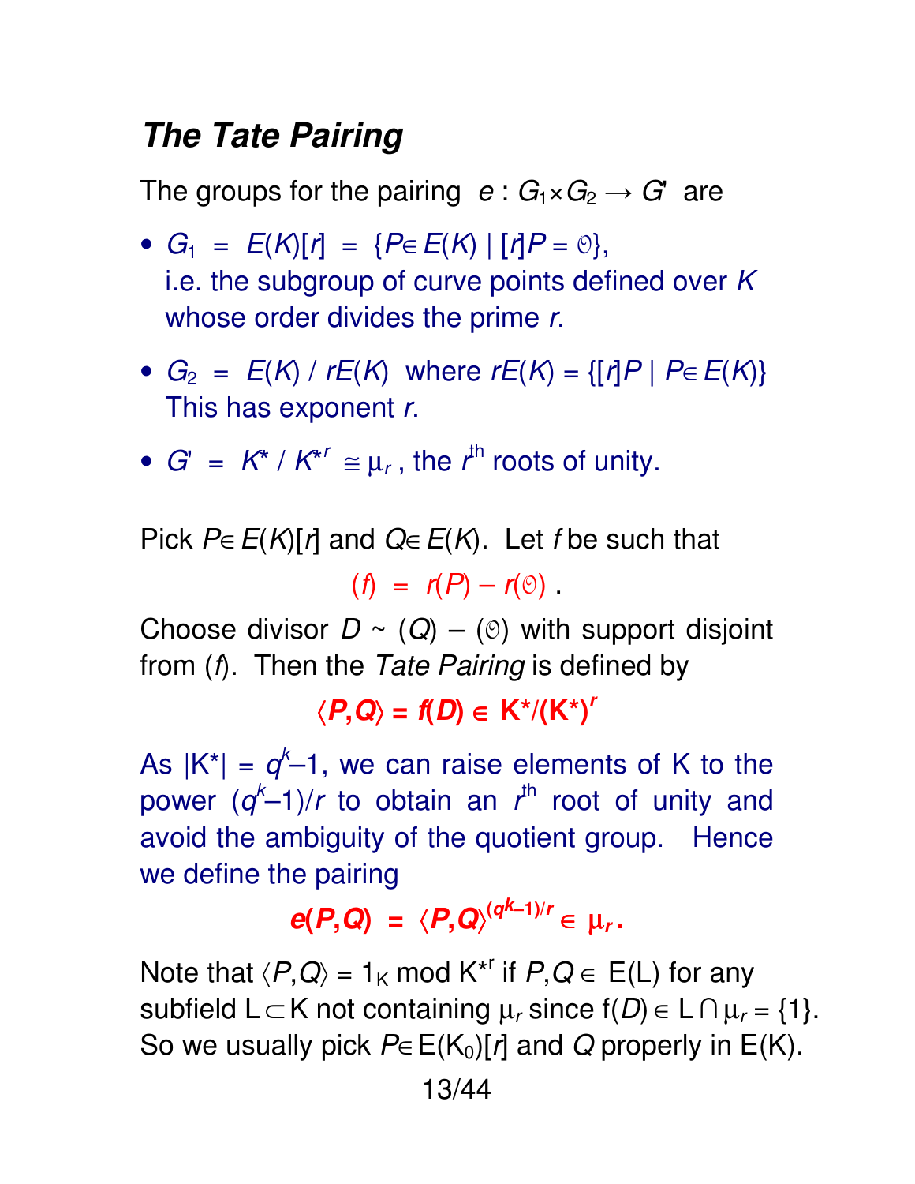## *The Tate Pairing*

The groups for the pairing $e : G_1 \times G_2 \to G'$ are

- $G_1 = E(K)[r] = \{P \in E(K) \mid [r]P = \mathcal{O}\}$,
  i.e. the subgroup of curve points defined over $K$ whose order divides the prime $r$.
- $G_2 = E(K) / rE(K)$ where $rE(K) = \{[r]P \mid P \in E(K)\}$
  This has exponent $r$.
- $G' = K^* / K^{*r} \cong \mu_r$, the $r^{th}$ roots of unity.

Pick $P \in E(K)[r]$ and $Q \in E(K)$. Let $f$ be such that

$$(f) = r(P) - r(\mathcal{O}) .$$

Choose divisor $D \sim (Q) - (\mathcal{O})$ with support disjoint from $(f)$. Then the *Tate Pairing* is defined by

$$\langle P,Q \rangle = f(D) \in K^*/(K^*)^r$$

As $|K^*| = q^k - 1$, we can raise elements of K to the power $(q^k - 1)/r$ to obtain an $r^{th}$ root of unity and avoid the ambiguity of the quotient group. Hence we define the pairing

$$e(P,Q) = \langle P,Q \rangle^{(q^k - 1)/r} \in \mu_r .$$

Note that $\langle P,Q \rangle = 1_K \bmod K^{*r}$ if $P,Q \in E(L)$ for any subfield $L \subset K$ not containing $\mu_r$ since $f(D) \in L \cap \mu_r = \{1\}$. So we usually pick $P \in E(K_0)[r]$ and $Q$ properly in $E(K)$.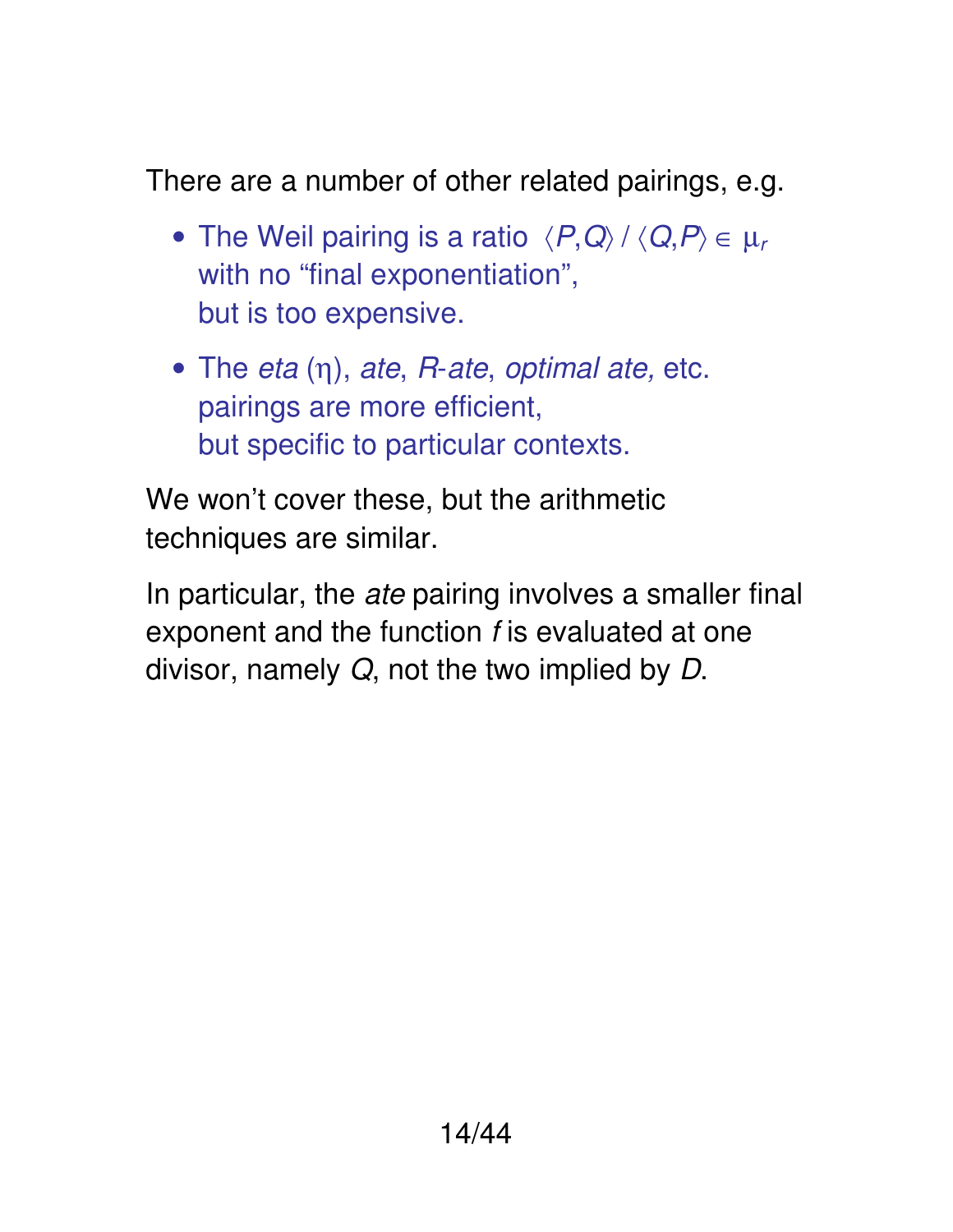There are a number of other related pairings, e.g.

- The Weil pairing is a ratio $\langle P,Q \rangle / \langle Q,P \rangle \in \mu_r$ with no "final exponentiation", but is too expensive.
- The *eta* ($\eta$), *ate*, *R-ate*, *optimal ate,* etc. pairings are more efficient, but specific to particular contexts.

We won't cover these, but the arithmetic techniques are similar.

In particular, the *ate* pairing involves a smaller final exponent and the function $f$ is evaluated at one divisor, namely $Q$, not the two implied by $D$.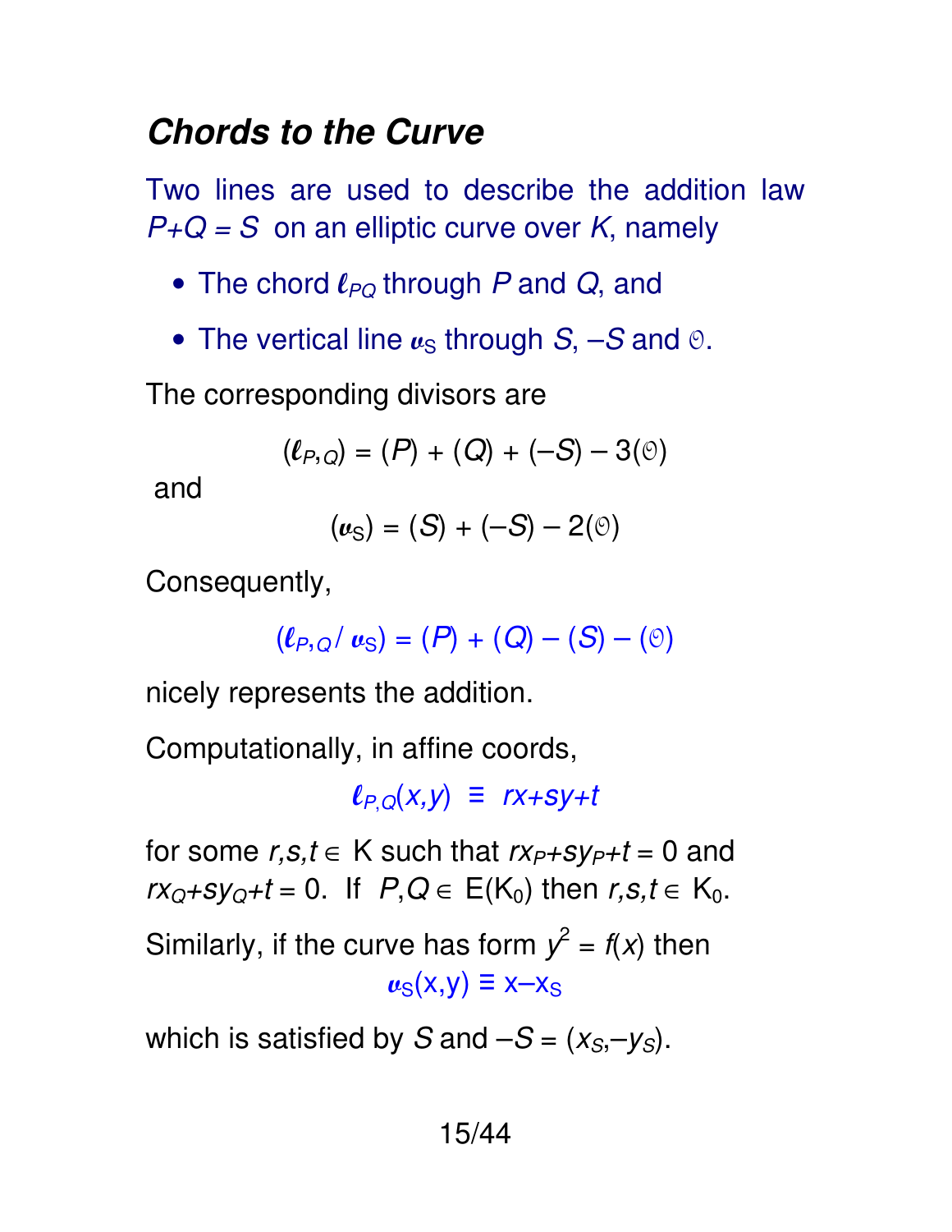## *Chords to the Curve*

Two lines are used to describe the addition law $P+Q = S$ on an elliptic curve over $K$, namely

- The chord $\ell_{PQ}$ through $P$ and $Q$, and
- The vertical line $v_S$ through $S$, $-S$ and $\mathcal{O}$.

The corresponding divisors are

$$(\ell_{P,Q}) = (P) + (Q) + (-S) - 3(\mathcal{O})$$

and

$$(v_S) = (S) + (-S) - 2(\mathcal{O})$$

Consequently,

$$(\ell_{P,Q} / v_S) = (P) + (Q) - (S) - (\mathcal{O})$$

nicely represents the addition.

Computationally, in affine coords,

$$\ell_{P,Q}(x,y) \equiv rx+sy+t$$

for some $r,s,t \in K$ such that $rx_P+sy_P+t = 0$ and $rx_Q+sy_Q+t = 0$. If $P,Q \in E(K_0)$ then $r,s,t \in K_0$.

Similarly, if the curve has form $y^2 = f(x)$ then

$$v_S(x,y) \equiv x-x_S$$

which is satisfied by $S$ and $-S = (x_S,-y_S)$.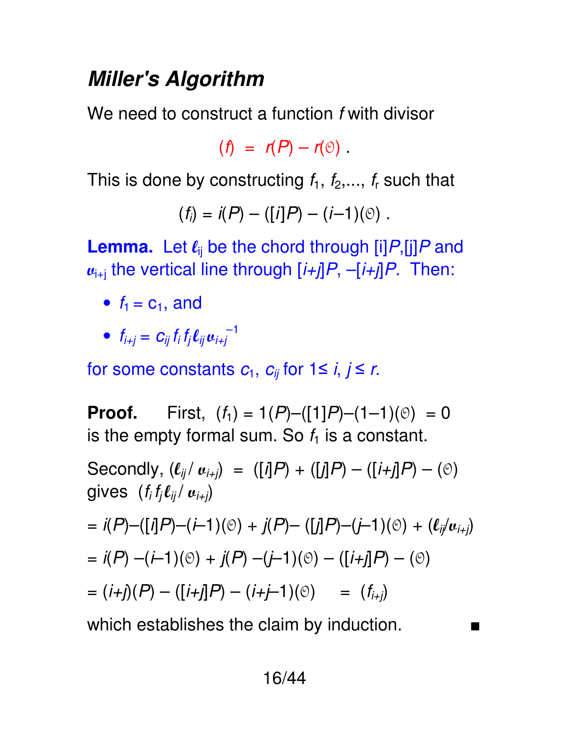## *Miller's Algorithm*

We need to construct a function $f$ with divisor

$$(f) \ = \ r(P) - r(\mathcal{O}) \ .$$

This is done by constructing $f_1, f_2, \ldots, f_r$ such that

$$(f_i) = i(P) - ([i]P) - (i{-}1)(\mathcal{O}) \ .$$

**Lemma.** Let $\ell_{ij}$ be the chord through $[i]P$,$[j]P$ and $v_{i+j}$ the vertical line through $[i{+}j]P$, $-[i{+}j]P$. Then:

- $f_1 = c_1$, and
- $f_{i+j} = c_{ij}\, f_i\, f_j\, \ell_{ij}\, v_{i+j}^{-1}$

for some constants $c_1$, $c_{ij}$ for $1 \leq i, j \leq r$.

**Proof.** First, $(f_1) = 1(P)-([1]P)-(1-1)(\mathcal{O}) \ = 0$ is the empty formal sum. So $f_1$ is a constant.

Secondly, $(\ell_{ij} / v_{i+j}) \ = \ ([i]P) + ([j]P) - ([i{+}j]P) - (\mathcal{O})$ gives $(f_i\, f_j\, \ell_{ij} / v_{i+j})$

$= i(P)-([i]P)-(i{-}1)(\mathcal{O}) + j(P)- ([j]P)-(j{-}1)(\mathcal{O}) + (\ell_{ij}/v_{i+j})$

$= i(P) -(i{-}1)(\mathcal{O}) + j(P) -(j{-}1)(\mathcal{O}) - ([i{+}j]P) - (\mathcal{O})$

$= (i{+}j)(P) - ([i{+}j]P) - (i{+}j{-}1)(\mathcal{O}) \quad = \ (f_{i+j})$

which establishes the claim by induction. ■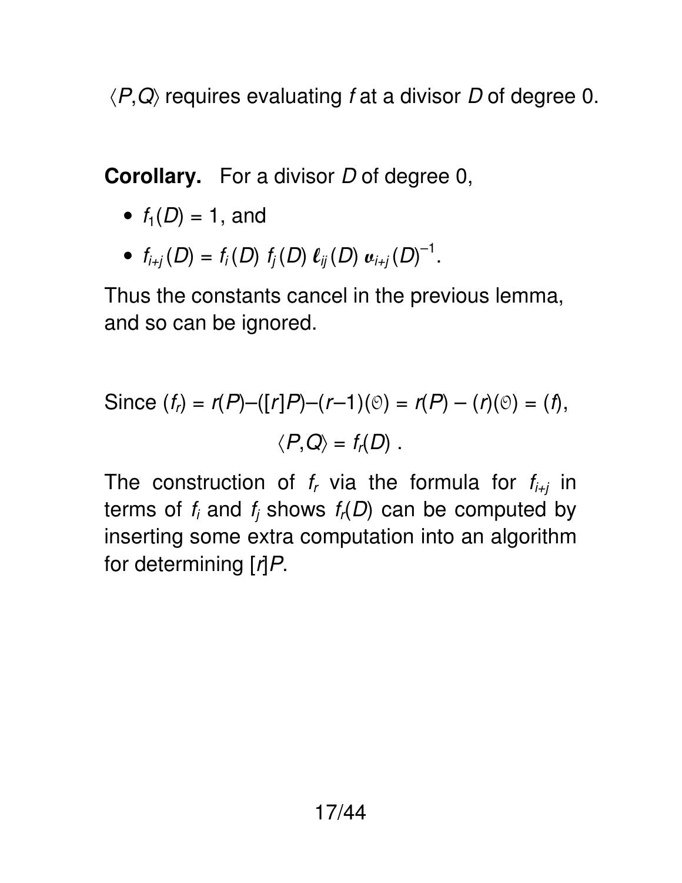$\langle P,Q \rangle$ requires evaluating $f$ at a divisor $D$ of degree 0.

**Corollary.** For a divisor $D$ of degree 0,

- $f_1(D) = 1$, and
- $f_{i+j}(D) = f_i(D)\, f_j(D)\, \boldsymbol{\ell}_{ij}(D)\, \boldsymbol{v}_{i+j}(D)^{-1}$.

Thus the constants cancel in the previous lemma, and so can be ignored.

Since $(f_r) = r(P)-([r]P)-(r-1)(\mathcal{O}) = r(P) - (r)(\mathcal{O}) = (f)$,

$$\langle P,Q \rangle = f_r(D)\ .$$

The construction of $f_r$ via the formula for $f_{i+j}$ in terms of $f_i$ and $f_j$ shows $f_r(D)$ can be computed by inserting some extra computation into an algorithm for determining $[r]P$.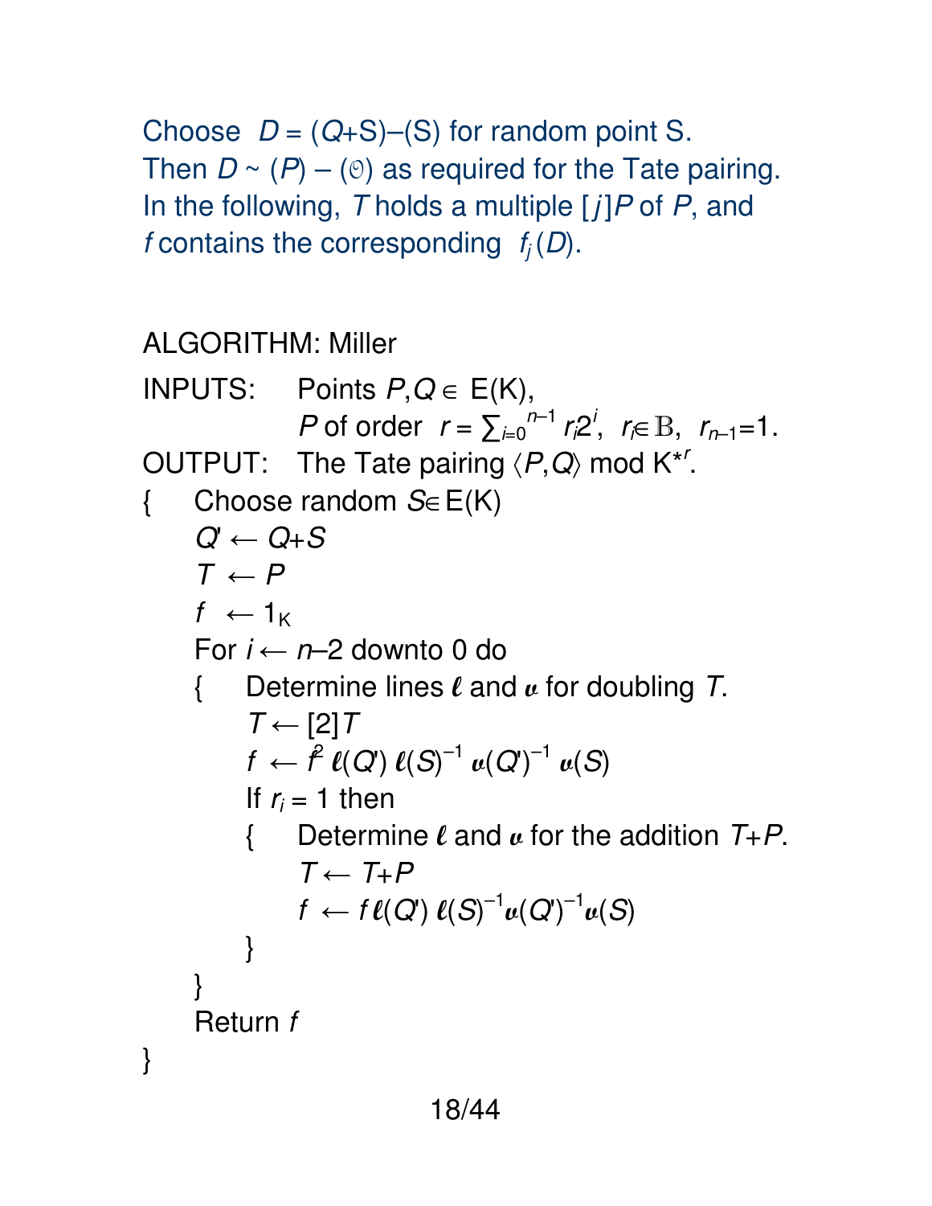Choose $D = (Q+S)-(S)$ for random point S.
Then $D \sim (P) - (\mathcal{O})$ as required for the Tate pairing.
In the following, $T$ holds a multiple $[j]P$ of $P$, and $f$ contains the corresponding $f_j(D)$.

```
ALGORITHM: Miller
INPUTS:    Points P,Q ∈ E(K),
           P of order r = ∑_{i=0}^{n−1} r_i 2^i,  r_i ∈ B,  r_{n−1}=1.
OUTPUT:    The Tate pairing ⟨P,Q⟩ mod K*^r.
{   Choose random S ∈ E(K)
    Q' ← Q+S
    T ← P
    f ← 1_K
    For i ← n–2 downto 0 do
    {   Determine lines ℓ and 𝓋 for doubling T.
        T ← [2]T
        f ← f^2 ℓ(Q') ℓ(S)^{−1} 𝓋(Q')^{−1} 𝓋(S)
        If r_i = 1 then
        {   Determine ℓ and 𝓋 for the addition T+P.
            T ← T+P
            f ← f ℓ(Q') ℓ(S)^{−1} 𝓋(Q')^{−1} 𝓋(S)
        }
    }
    Return f
}
```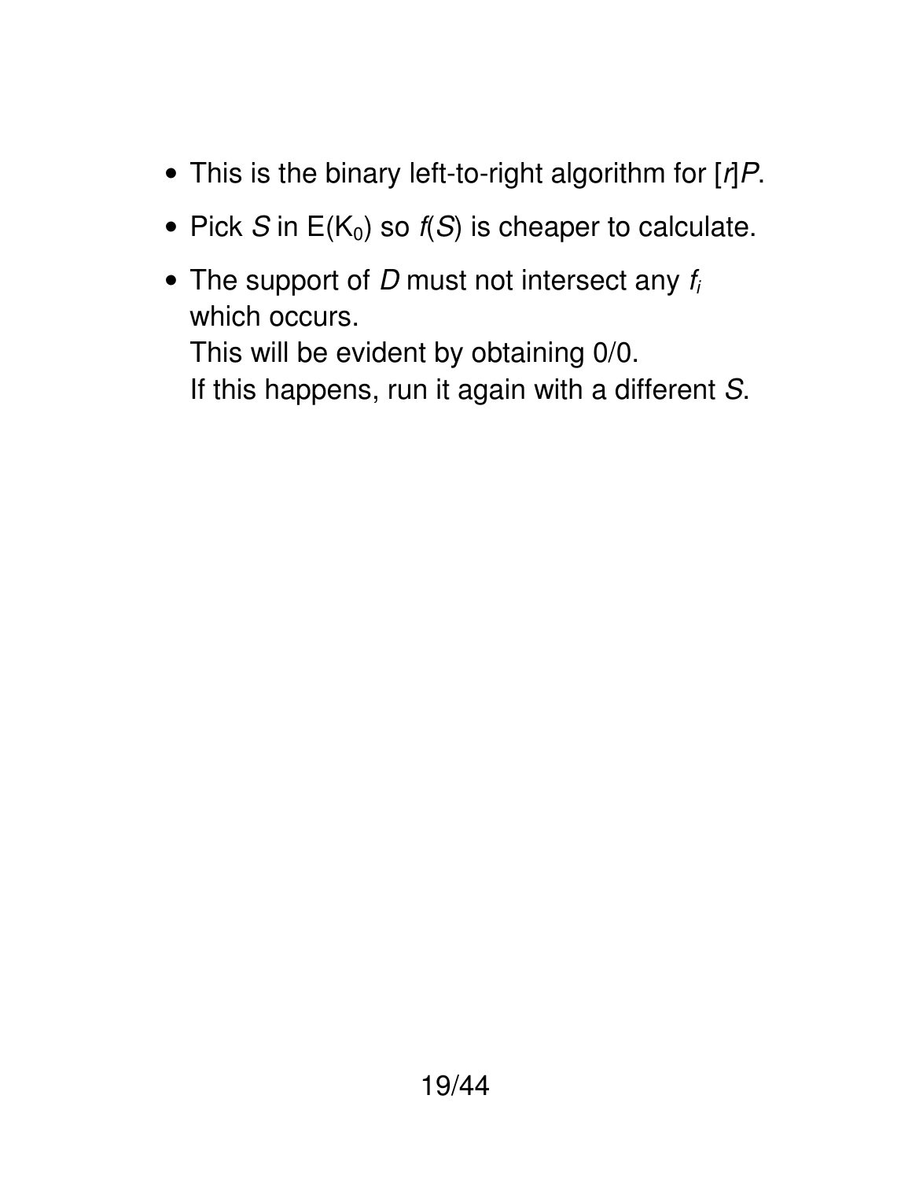- This is the binary left-to-right algorithm for $[r]P$.
- Pick $S$ in $E(K_0)$ so $f(S)$ is cheaper to calculate.
- The support of $D$ must not intersect any $f_i$ which occurs.
  This will be evident by obtaining 0/0.
  If this happens, run it again with a different $S$.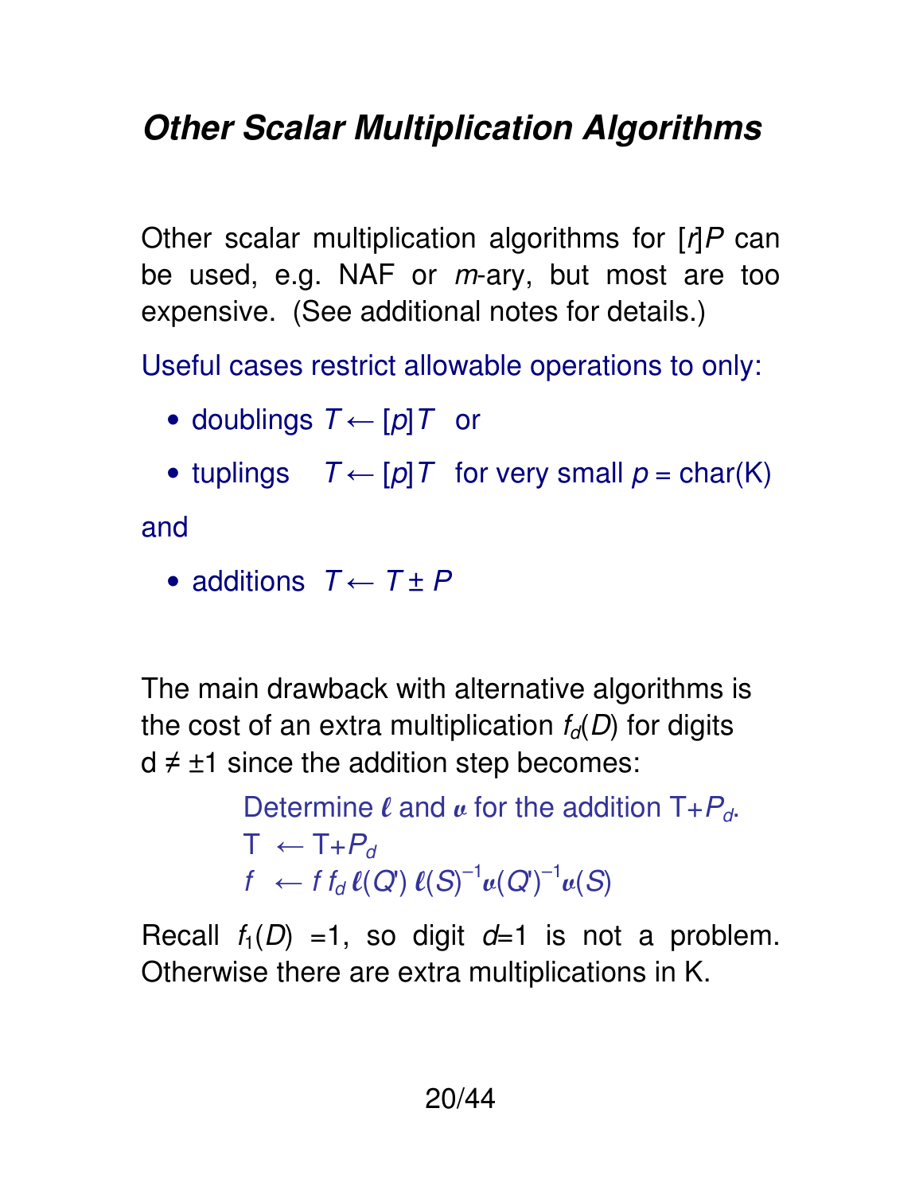## *Other Scalar Multiplication Algorithms*

Other scalar multiplication algorithms for $[r]P$ can be used, e.g. NAF or $m$-ary, but most are too expensive. (See additional notes for details.)

Useful cases restrict allowable operations to only:

- doublings $T \leftarrow [p]T$ or
- tuplings $T \leftarrow [p]T$ for very small $p = \mathrm{char}(K)$

and

- additions $T \leftarrow T \pm P$

The main drawback with alternative algorithms is the cost of an extra multiplication $f_d(D)$ for digits $d \neq \pm1$ since the addition step becomes:

Determine $\ell$ and $v$ for the addition $T+P_d$.
$T \leftarrow T+P_d$
$f \leftarrow f\, f_d\, \ell(Q')\, \ell(S)^{-1} v(Q')^{-1} v(S)$

Recall $f_1(D) = 1$, so digit $d$=1 is not a problem. Otherwise there are extra multiplications in K.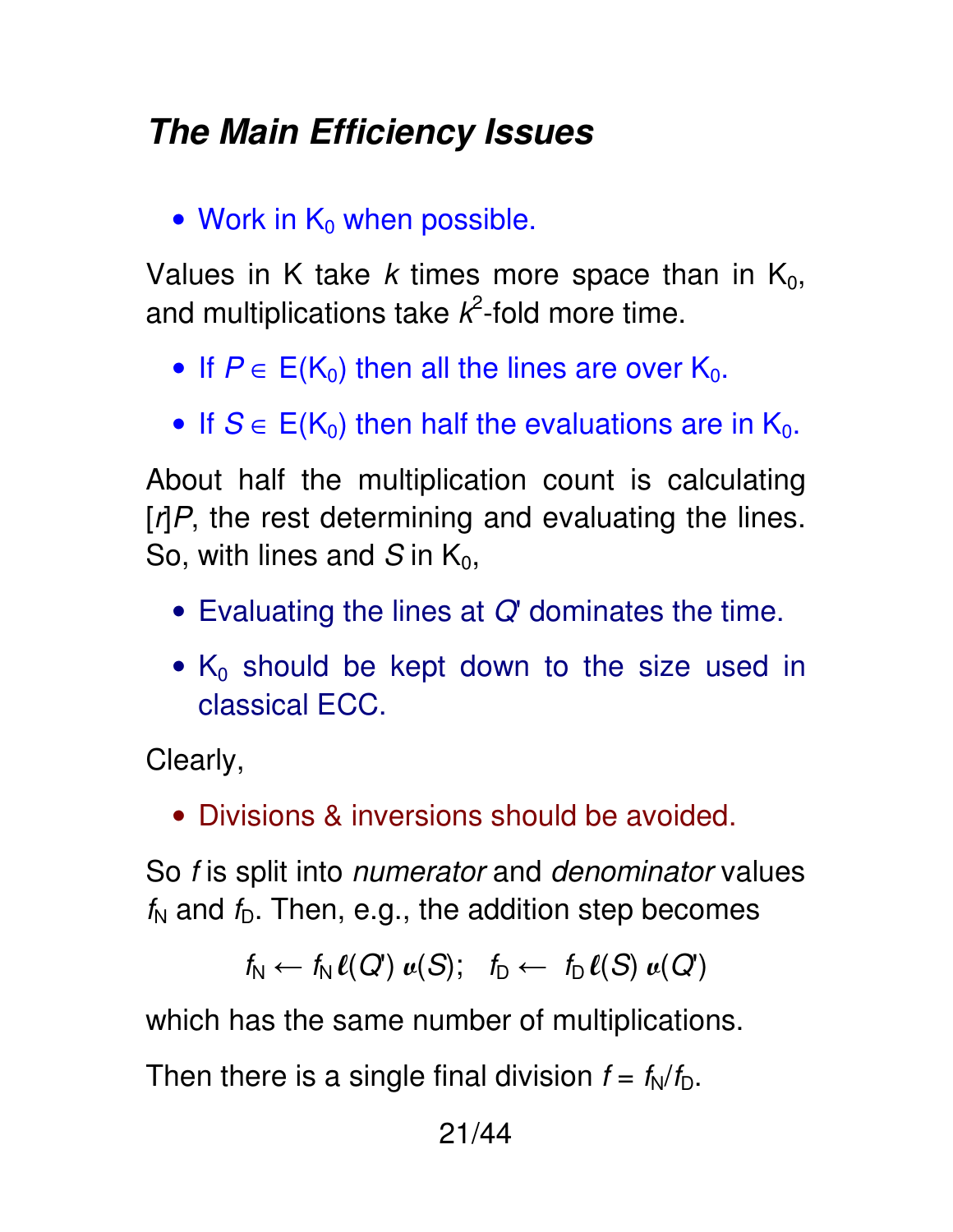# *The Main Efficiency Issues*

- Work in $K_0$ when possible.

Values in K take $k$ times more space than in $K_0$, and multiplications take $k^2$-fold more time.

- If $P \in E(K_0)$ then all the lines are over $K_0$.
- If $S \in E(K_0)$ then half the evaluations are in $K_0$.

About half the multiplication count is calculating $[r]P$, the rest determining and evaluating the lines. So, with lines and $S$ in $K_0$,

- Evaluating the lines at $Q'$ dominates the time.
- $K_0$ should be kept down to the size used in classical ECC.

Clearly,

- Divisions & inversions should be avoided.

So $f$ is split into *numerator* and *denominator* values $f_N$ and $f_D$. Then, e.g., the addition step becomes

$$f_N \leftarrow f_N \, \ell(Q') \, v(S); \quad f_D \leftarrow f_D \, \ell(S) \, v(Q')$$

which has the same number of multiplications.

Then there is a single final division $f = f_N / f_D$.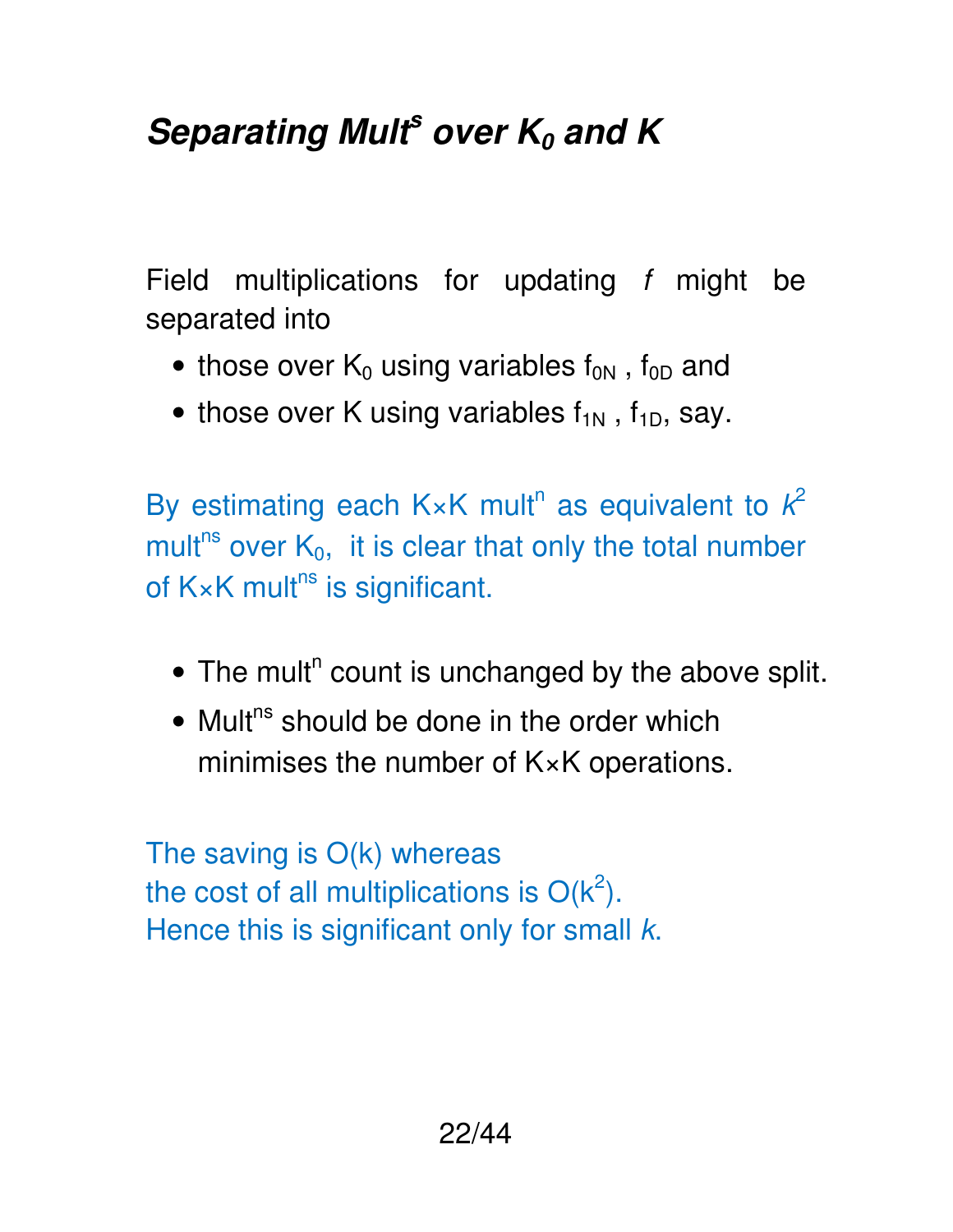# *Separating Mult$^s$ over $K_0$ and K*

Field multiplications for updating *f* might be separated into

- those over $K_0$ using variables $f_{0N}$ , $f_{0D}$ and
- those over K using variables $f_{1N}$ , $f_{1D}$, say.

By estimating each K×K mult$^n$ as equivalent to $k^2$ mult$^{ns}$ over $K_0$, it is clear that only the total number of K×K mult$^{ns}$ is significant.

- The mult$^n$ count is unchanged by the above split.
- Mult$^{ns}$ should be done in the order which minimises the number of K×K operations.

The saving is O(k) whereas
the cost of all multiplications is O($k^2$).
Hence this is significant only for small *k*.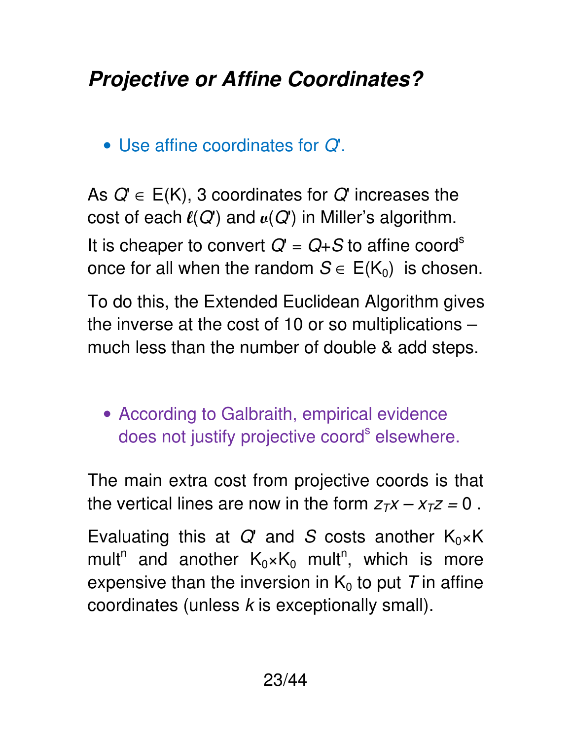## *Projective or Affine Coordinates?*

- Use affine coordinates for $Q'$.

As $Q' \in E(K)$, 3 coordinates for $Q'$ increases the cost of each $\ell(Q')$ and $v(Q')$ in Miller's algorithm.

It is cheaper to convert $Q' = Q+S$ to affine coord$^s$ once for all when the random $S \in E(K_0)$ is chosen.

To do this, the Extended Euclidean Algorithm gives the inverse at the cost of 10 or so multiplications – much less than the number of double & add steps.

- According to Galbraith, empirical evidence does not justify projective coord$^s$ elsewhere.

The main extra cost from projective coords is that the vertical lines are now in the form $z_T x - x_T z = 0$ .

Evaluating this at $Q'$ and $S$ costs another $K_0 \times K$ mult$^n$ and another $K_0 \times K_0$ mult$^n$, which is more expensive than the inversion in $K_0$ to put $T$ in affine coordinates (unless $k$ is exceptionally small).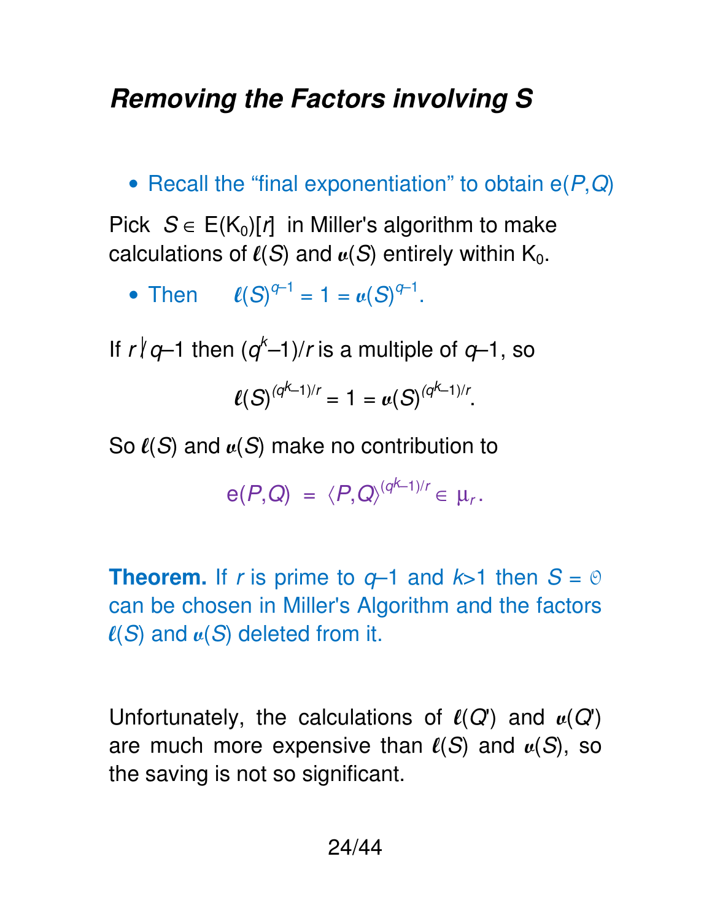## *Removing the Factors involving S*

- Recall the "final exponentiation" to obtain $e(P,Q)$

Pick $S \in E(K_0)[r]$ in Miller's algorithm to make calculations of $\ell(S)$ and $v(S)$ entirely within $K_0$.

- Then $\ell(S)^{q-1} = 1 = v(S)^{q-1}$.

If $r \nmid q-1$ then $(q^k-1)/r$ is a multiple of $q-1$, so

$$\ell(S)^{(q^k-1)/r} = 1 = v(S)^{(q^k-1)/r}.$$

So $\ell(S)$ and $v(S)$ make no contribution to

$$e(P,Q) = \langle P,Q \rangle^{(q^k-1)/r} \in \mu_r.$$

**Theorem.** If $r$ is prime to $q-1$ and $k>1$ then $S = \mathcal{O}$ can be chosen in Miller's Algorithm and the factors $\ell(S)$ and $v(S)$ deleted from it.

Unfortunately, the calculations of $\ell(Q')$ and $v(Q')$ are much more expensive than $\ell(S)$ and $v(S)$, so the saving is not so significant.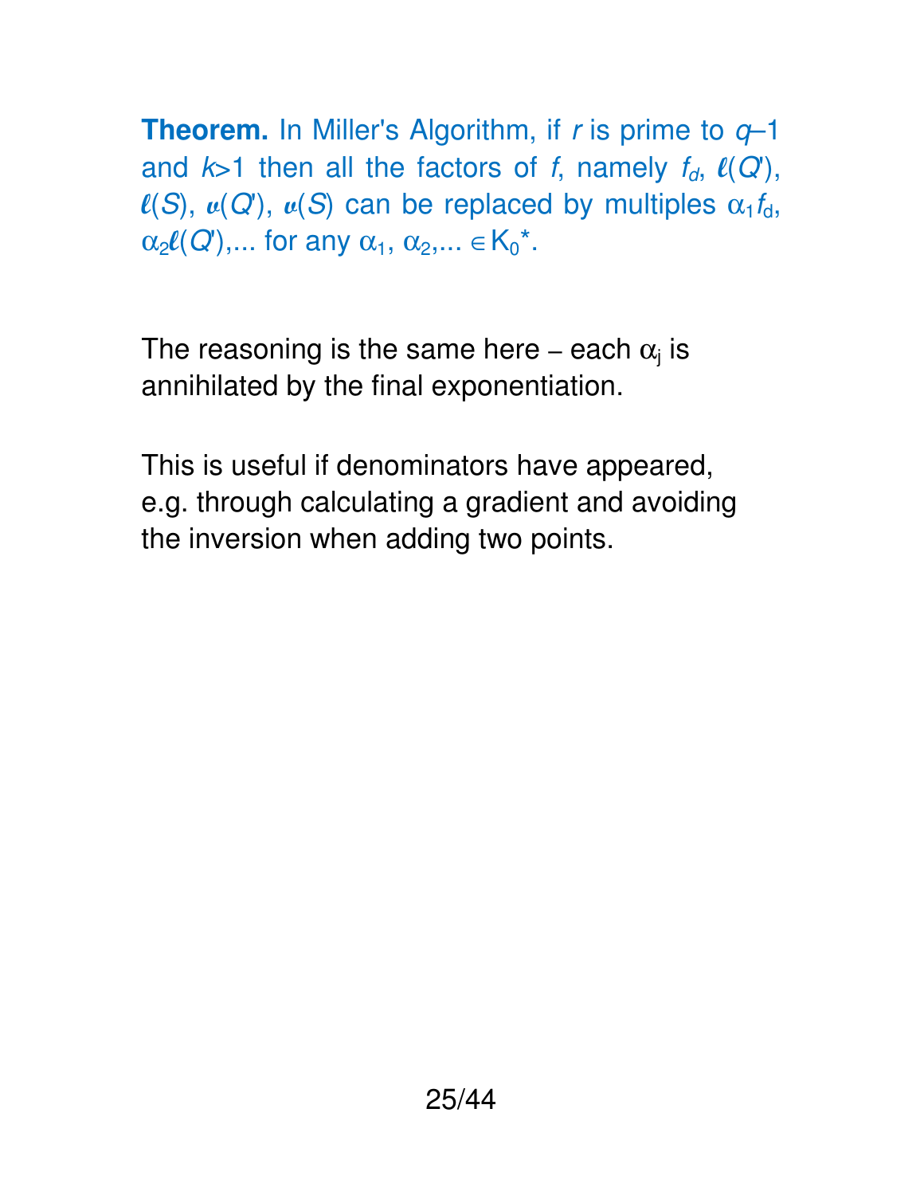**Theorem.** In Miller's Algorithm, if $r$ is prime to $q$–1 and $k$>1 then all the factors of $f$, namely $f_d$, $\ell(Q')$, $\ell(S)$, $v(Q')$, $v(S)$ can be replaced by multiples $\alpha_1 f_d$, $\alpha_2 \ell(Q')$,... for any $\alpha_1, \alpha_2, ... \in K_0^*$.

The reasoning is the same here – each $\alpha_j$ is annihilated by the final exponentiation.

This is useful if denominators have appeared, e.g. through calculating a gradient and avoiding the inversion when adding two points.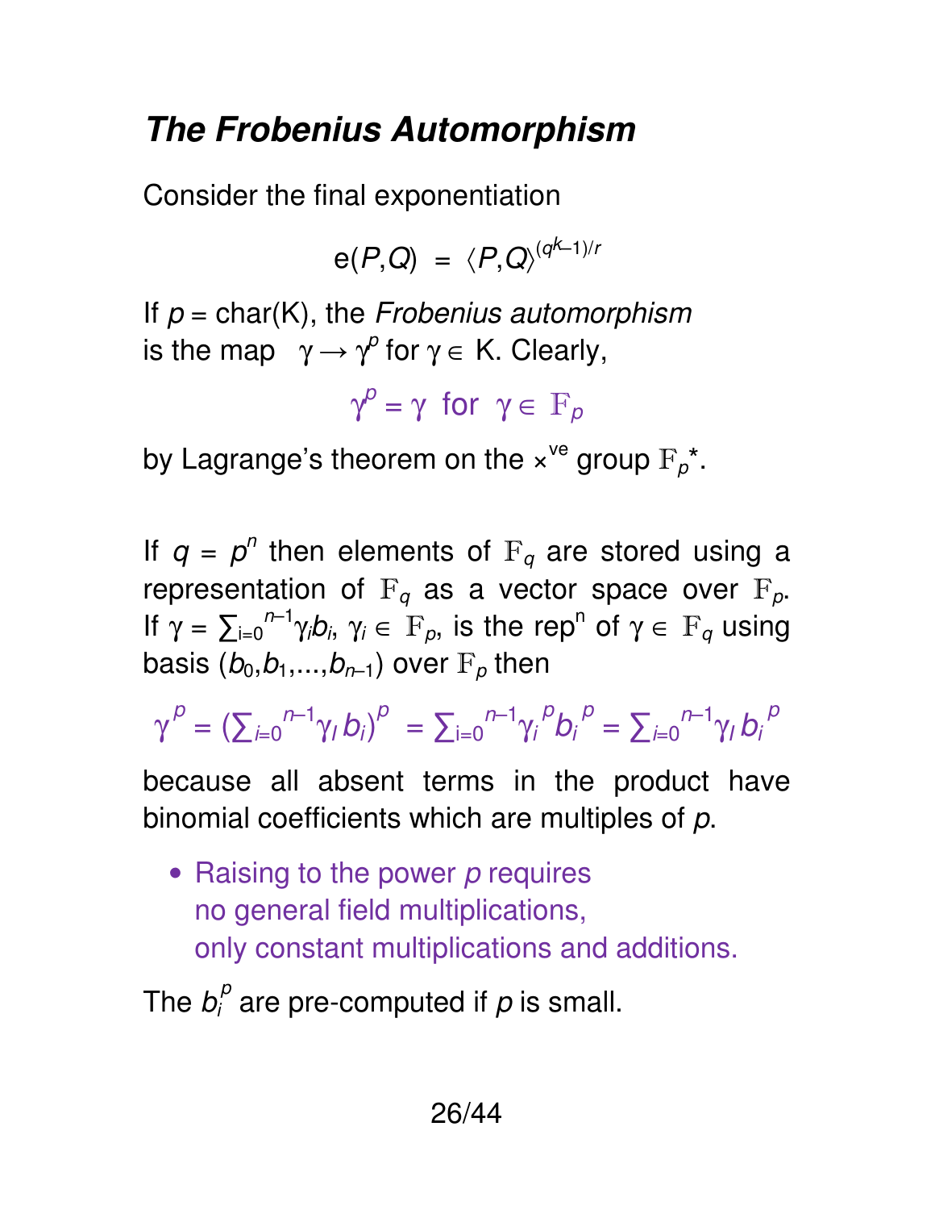## *The Frobenius Automorphism*

Consider the final exponentiation

$$e(P,Q) = \langle P,Q \rangle^{(q^k-1)/r}$$

If $p = \text{char}(K)$, the *Frobenius automorphism* is the map $\gamma \to \gamma^p$ for $\gamma \in K$. Clearly,

$$\gamma^p = \gamma \text{ for } \gamma \in \mathbb{F}_p$$

by Lagrange's theorem on the $\times^{ve}$ group $\mathbb{F}_p{}^*$.

If $q = p^n$ then elements of $\mathbb{F}_q$ are stored using a representation of $\mathbb{F}_q$ as a vector space over $\mathbb{F}_p$. If $\gamma = \sum_{i=0}^{n-1} \gamma_i b_i$, $\gamma_i \in \mathbb{F}_p$, is the rep$^n$ of $\gamma \in \mathbb{F}_q$ using basis $(b_0, b_1, \ldots, b_{n-1})$ over $\mathbb{F}_p$ then

$$\gamma^p = (\sum_{i=0}^{n-1} \gamma_i b_i)^p = \sum_{i=0}^{n-1} \gamma_i{}^p b_i{}^p = \sum_{i=0}^{n-1} \gamma_i b_i{}^p$$

because all absent terms in the product have binomial coefficients which are multiples of $p$.

- Raising to the power $p$ requires no general field multiplications, only constant multiplications and additions.

The $b_i^p$ are pre-computed if $p$ is small.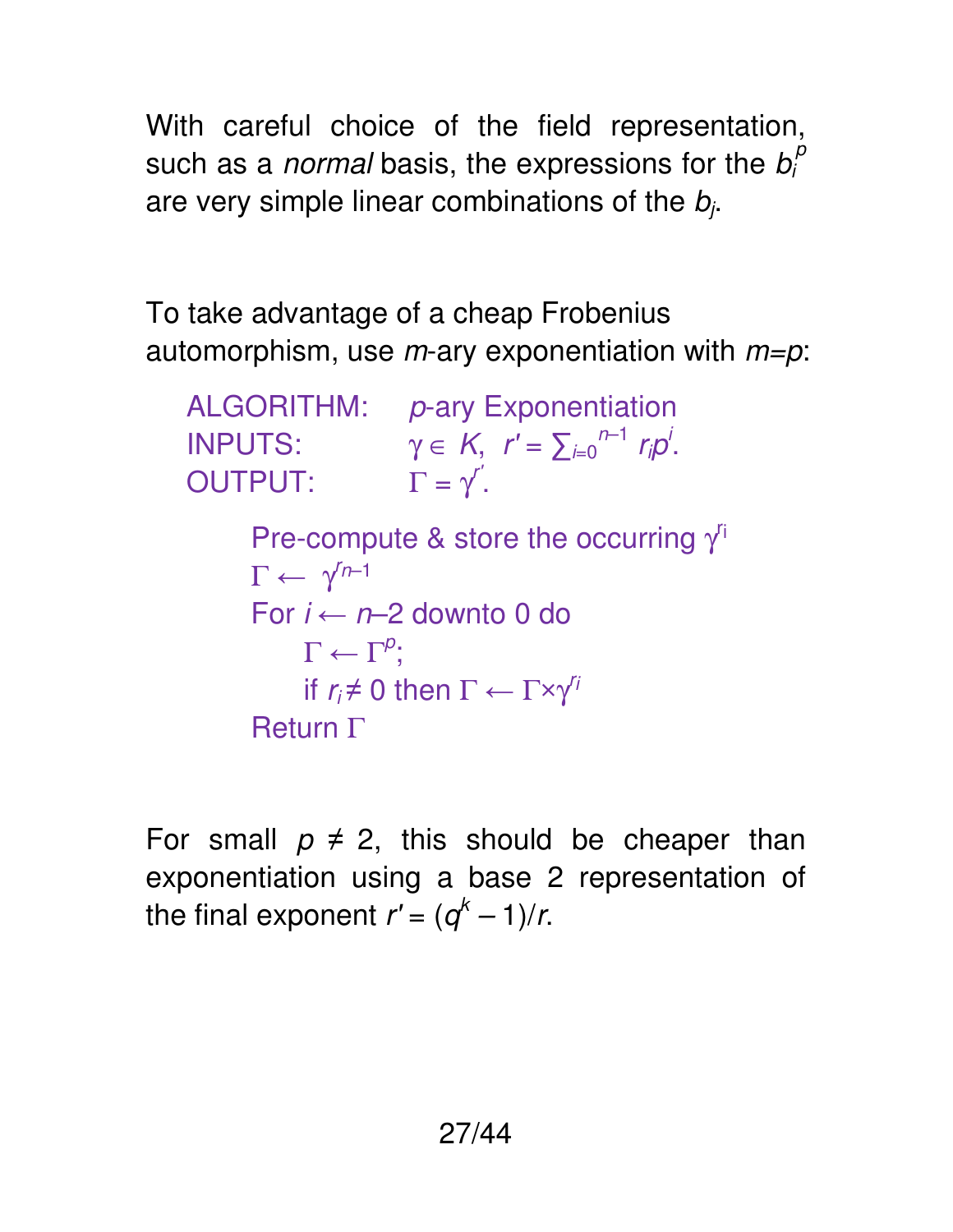With careful choice of the field representation, such as a *normal* basis, the expressions for the $b_i^p$ are very simple linear combinations of the $b_j$.

To take advantage of a cheap Frobenius automorphism, use $m$-ary exponentiation with $m$=$p$:

```
ALGORITHM:   p-ary Exponentiation
INPUTS:      γ ∈ K,  r′ = ∑_{i=0}^{n−1} r_i p^i.
OUTPUT:      Γ = γ^{r′}.

    Pre-compute & store the occurring γ^{r_i}
    Γ ← γ^{r_{n−1}}
    For i ← n−2 downto 0 do
        Γ ← Γ^p;
        if r_i ≠ 0 then Γ ← Γ×γ^{r_i}
    Return Γ
```

For small $p \neq 2$, this should be cheaper than exponentiation using a base 2 representation of the final exponent $r' = (q^k - 1)/r$.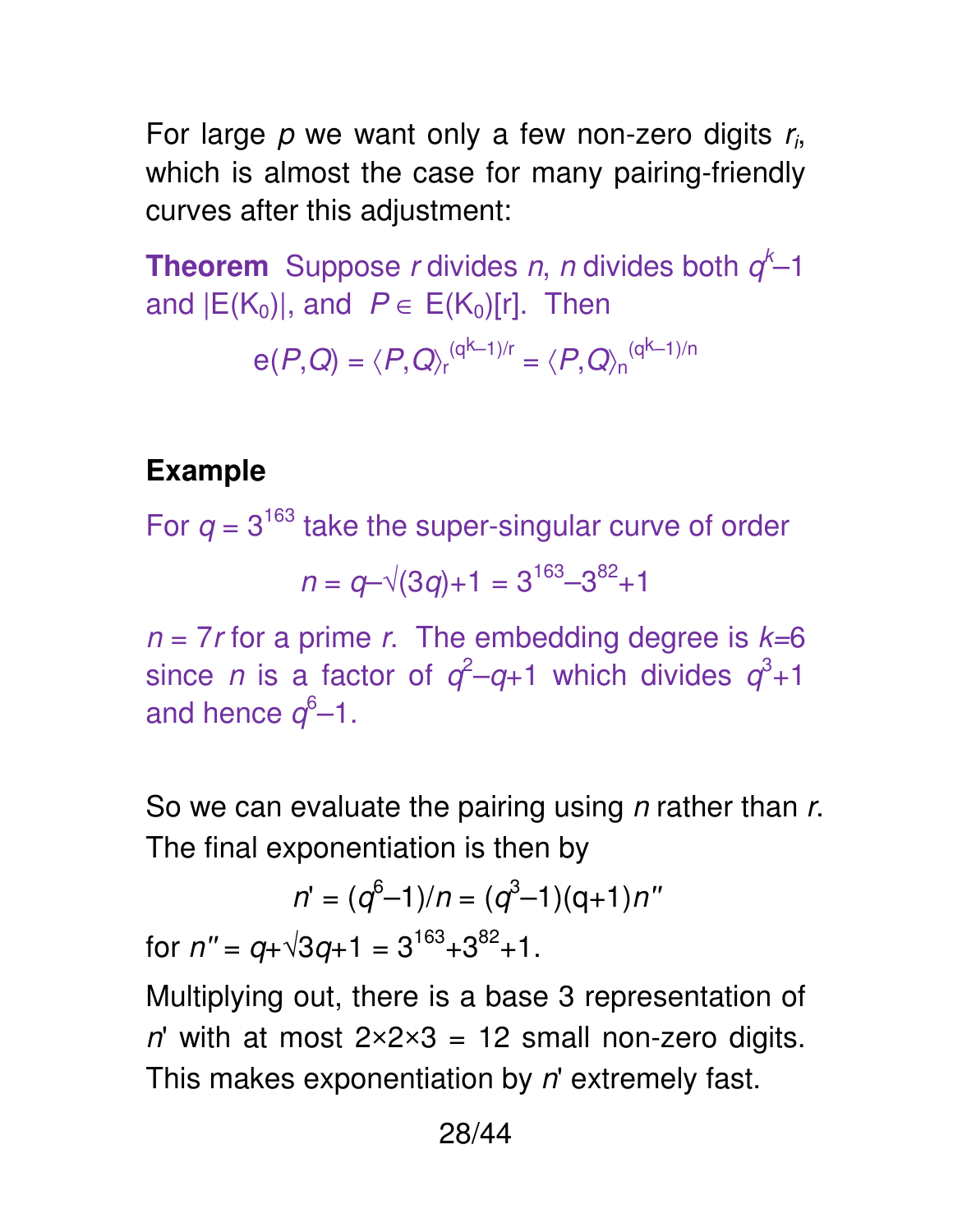For large $p$ we want only a few non-zero digits $r_i$, which is almost the case for many pairing-friendly curves after this adjustment:

**Theorem** Suppose $r$ divides $n$, $n$ divides both $q^k-1$ and $|E(K_0)|$, and $P \in E(K_0)[r]$. Then

$$e(P,Q) = \langle P,Q\rangle_r^{(q^k-1)/r} = \langle P,Q\rangle_n^{(q^k-1)/n}$$

**Example**

For $q = 3^{163}$ take the super-singular curve of order

$$n = q-\sqrt{(3q)}+1 = 3^{163}-3^{82}+1$$

$n = 7r$ for a prime $r$. The embedding degree is $k$=6 since $n$ is a factor of $q^2-q+1$ which divides $q^3+1$ and hence $q^6-1$.

So we can evaluate the pairing using $n$ rather than $r$. The final exponentiation is then by

$$n' = (q^6-1)/n = (q^3-1)(q+1)n''$$

for $n'' = q+\sqrt{3q}+1 = 3^{163}+3^{82}+1$.

Multiplying out, there is a base 3 representation of $n'$ with at most $2\times2\times3$ = 12 small non-zero digits. This makes exponentiation by $n'$ extremely fast.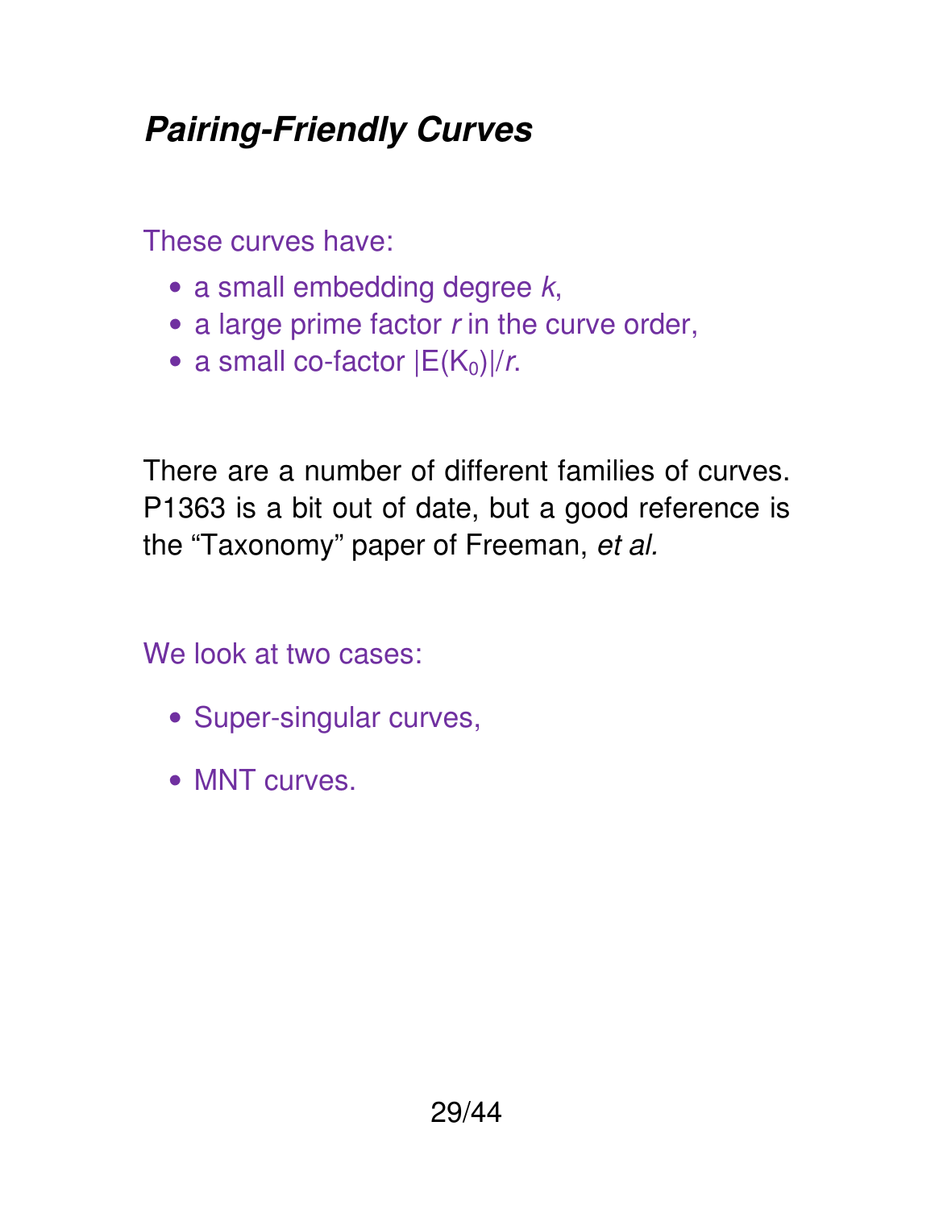## *Pairing-Friendly Curves*

These curves have:

- a small embedding degree $k$,
- a large prime factor $r$ in the curve order,
- a small co-factor $|E(K_0)|/r$.

There are a number of different families of curves. P1363 is a bit out of date, but a good reference is the “Taxonomy” paper of Freeman, *et al.*

We look at two cases:

- Super-singular curves,
- MNT curves.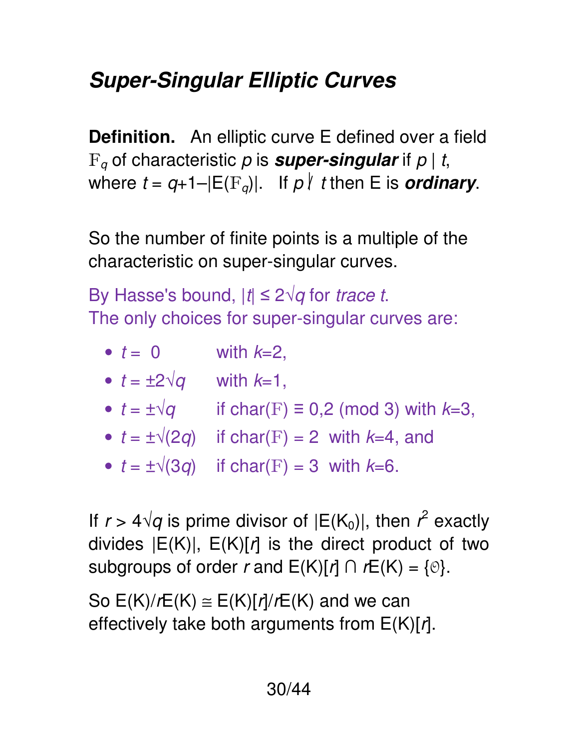## *Super-Singular Elliptic Curves*

**Definition.** An elliptic curve E defined over a field $\mathbb{F}_q$ of characteristic $p$ is ***super-singular*** if $p \mid t$, where $t = q+1-|E(\mathbb{F}_q)|$. If $p \nmid t$ then E is ***ordinary***.

So the number of finite points is a multiple of the characteristic on super-singular curves.

By Hasse's bound, $|t| \le 2\sqrt{q}$ for *trace t*.
The only choices for super-singular curves are:

- $t = 0$ with $k$=2,
- $t = \pm 2\sqrt{q}$ with $k$=1,
- $t = \pm\sqrt{q}$ if char($\mathbb{F}$) ≡ 0,2 (mod 3) with $k$=3,
- $t = \pm\sqrt{(2q)}$ if char($\mathbb{F}$) = 2 with $k$=4, and
- $t = \pm\sqrt{(3q)}$ if char($\mathbb{F}$) = 3 with $k$=6.

If $r > 4\sqrt{q}$ is prime divisor of $|E(K_0)|$, then $r^2$ exactly divides $|E(K)|$, $E(K)[r]$ is the direct product of two subgroups of order $r$ and $E(K)[r] \cap rE(K) = \{\mathcal{O}\}$.

So $E(K)/rE(K) \cong E(K)[r]/rE(K)$ and we can effectively take both arguments from $E(K)[r]$.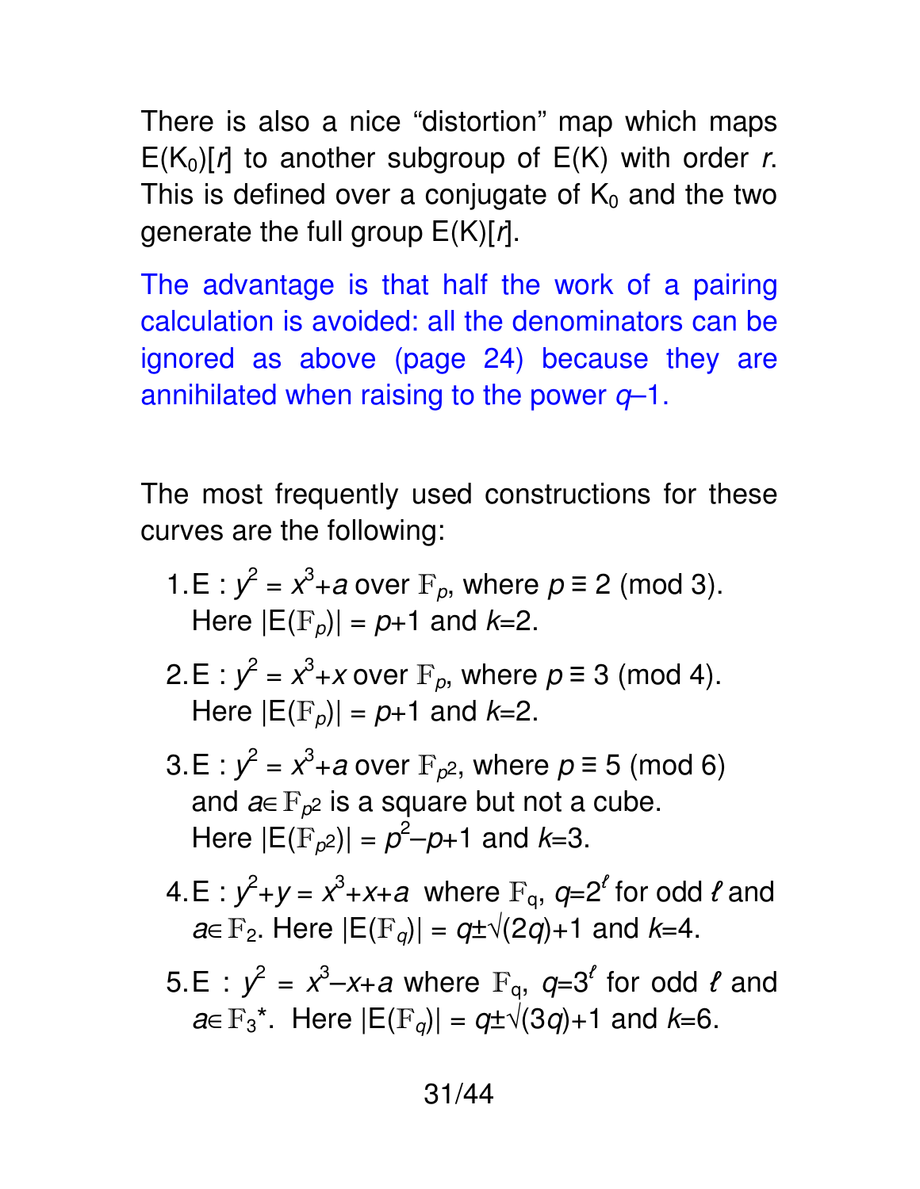There is also a nice "distortion" map which maps $E(K_0)[r]$ to another subgroup of $E(K)$ with order $r$. This is defined over a conjugate of $K_0$ and the two generate the full group $E(K)[r]$.

The advantage is that half the work of a pairing calculation is avoided: all the denominators can be ignored as above (page 24) because they are annihilated when raising to the power $q$–1.

The most frequently used constructions for these curves are the following:

1. $E : y^2 = x^3+a$ over $\mathbb{F}_p$, where $p \equiv 2 \pmod 3$. Here $|E(\mathbb{F}_p)| = p+1$ and $k=2$.
2. $E : y^2 = x^3+x$ over $\mathbb{F}_p$, where $p \equiv 3 \pmod 4$. Here $|E(\mathbb{F}_p)| = p+1$ and $k=2$.
3. $E : y^2 = x^3+a$ over $\mathbb{F}_{p^2}$, where $p \equiv 5 \pmod 6$ and $a \in \mathbb{F}_{p^2}$ is a square but not a cube. Here $|E(\mathbb{F}_{p^2})| = p^2-p+1$ and $k=3$.
4. $E : y^2+y = x^3+x+a$ where $\mathbb{F}_q$, $q=2^\ell$ for odd $\ell$ and $a \in \mathbb{F}_2$. Here $|E(\mathbb{F}_q)| = q \pm \sqrt{(2q)}+1$ and $k=4$.
5. $E : y^2 = x^3-x+a$ where $\mathbb{F}_q$, $q=3^\ell$ for odd $\ell$ and $a \in \mathbb{F}_3^*$. Here $|E(\mathbb{F}_q)| = q \pm \sqrt{(3q)}+1$ and $k=6$.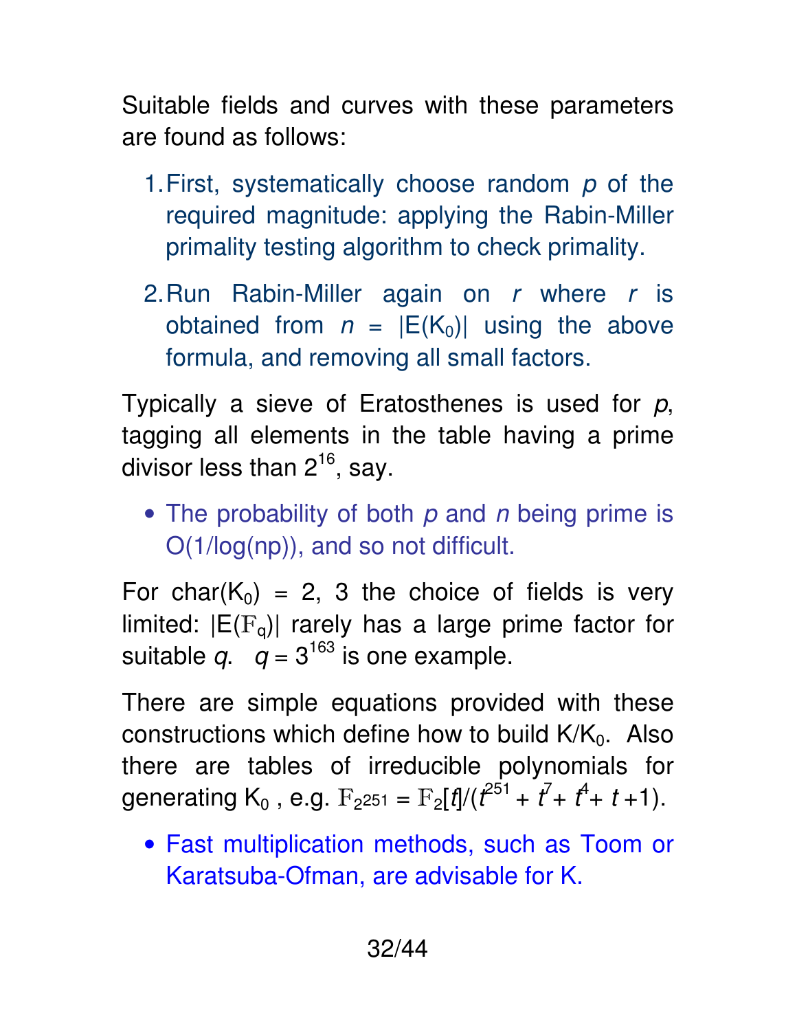Suitable fields and curves with these parameters are found as follows:

1. First, systematically choose random $p$ of the required magnitude: applying the Rabin-Miller primality testing algorithm to check primality.
2. Run Rabin-Miller again on $r$ where $r$ is obtained from $n = |E(K_0)|$ using the above formula, and removing all small factors.

Typically a sieve of Eratosthenes is used for $p$, tagging all elements in the table having a prime divisor less than $2^{16}$, say.

- The probability of both $p$ and $n$ being prime is O(1/log(np)), and so not difficult.

For char($K_0$) = 2, 3 the choice of fields is very limited: $|E(\mathbb{F}_q)|$ rarely has a large prime factor for suitable $q$. $q = 3^{163}$ is one example.

There are simple equations provided with these constructions which define how to build $K/K_0$. Also there are tables of irreducible polynomials for generating $K_0$, e.g. $\mathbb{F}_{2^{251}} = \mathbb{F}_2[t]/(t^{251} + t^7 + t^4 + t + 1)$.

- Fast multiplication methods, such as Toom or Karatsuba-Ofman, are advisable for K.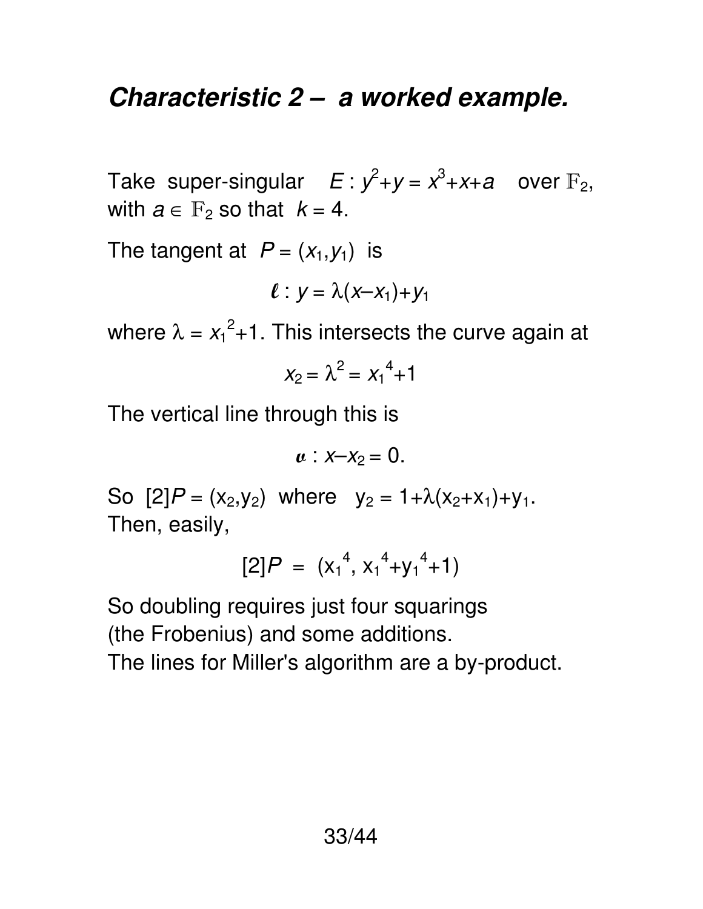## *Characteristic 2 – a worked example.*

Take super-singular $E : y^2+y = x^3+x+a$ over $\mathbb{F}_2$, with $a \in \mathbb{F}_2$ so that $k = 4$.

The tangent at $P = (x_1,y_1)$ is

$$\ell : y = \lambda(x-x_1)+y_1$$

where $\lambda = x_1^2+1$. This intersects the curve again at

$$x_2 = \lambda^2 = x_1^4+1$$

The vertical line through this is

$$v : x-x_2 = 0.$$

So $[2]P = (x_2,y_2)$ where $y_2 = 1+\lambda(x_2+x_1)+y_1$. Then, easily,

$$[2]P = (x_1^4,\ x_1^4+y_1^4+1)$$

So doubling requires just four squarings (the Frobenius) and some additions.
The lines for Miller's algorithm are a by-product.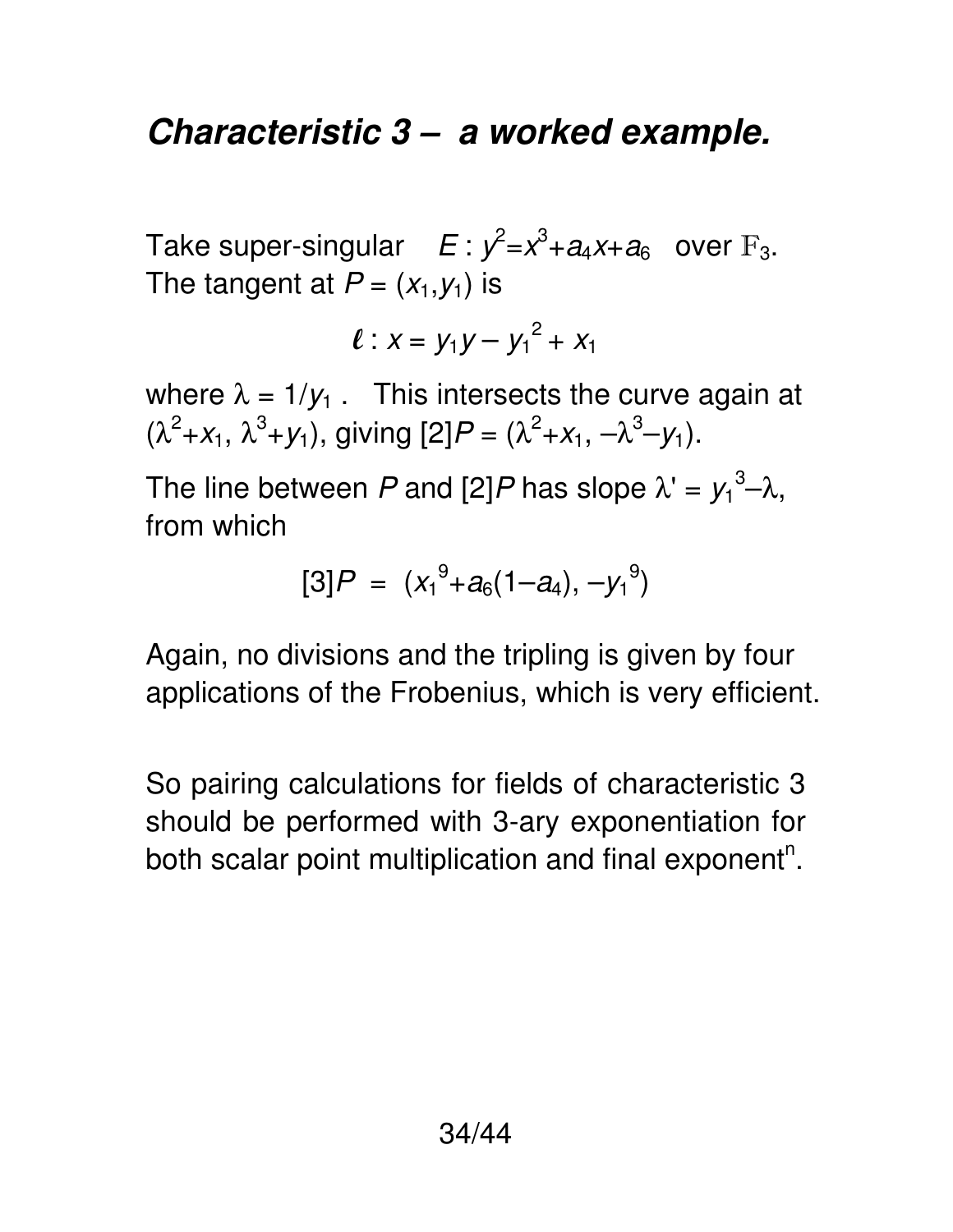# *Characteristic 3 – a worked example.*

Take super-singular $E : y^2 = x^3 + a_4 x + a_6$ over $\mathbb{F}_3$.
The tangent at $P = (x_1, y_1)$ is

$$\ell : x = y_1 y - y_1^{\,2} + x_1$$

where $\lambda = 1/y_1$ . This intersects the curve again at $(\lambda^2 + x_1,\ \lambda^3 + y_1)$, giving $[2]P = (\lambda^2 + x_1,\ -\lambda^3 - y_1)$.

The line between $P$ and $[2]P$ has slope $\lambda' = y_1^{\,3} - \lambda$, from which

$$[3]P \ = \ (x_1^{\,9} + a_6(1 - a_4),\ -y_1^{\,9})$$

Again, no divisions and the tripling is given by four applications of the Frobenius, which is very efficient.

So pairing calculations for fields of characteristic 3 should be performed with 3-ary exponentiation for both scalar point multiplication and final exponent$^{n}$.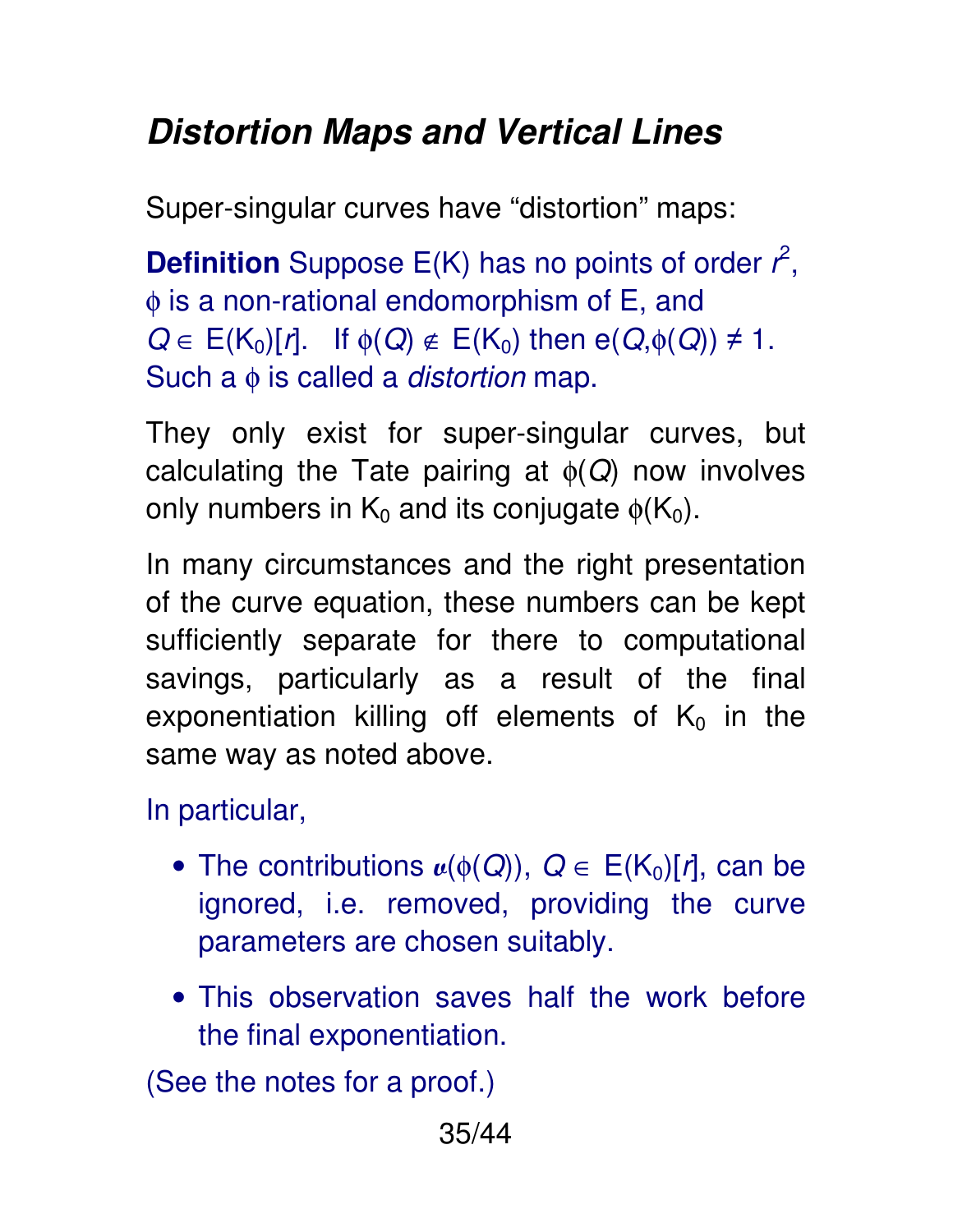# *Distortion Maps and Vertical Lines*

Super-singular curves have “distortion” maps:

**Definition** Suppose E(K) has no points of order $r^2$, $\phi$ is a non-rational endomorphism of E, and $Q \in$ E($K_0$)[$r$]. If $\phi(Q) \notin$ E($K_0$) then e($Q$,$\phi(Q)$) ≠ 1. Such a $\phi$ is called a *distortion* map.

They only exist for super-singular curves, but calculating the Tate pairing at $\phi(Q)$ now involves only numbers in $K_0$ and its conjugate $\phi(K_0)$.

In many circumstances and the right presentation of the curve equation, these numbers can be kept sufficiently separate for there to computational savings, particularly as a result of the final exponentiation killing off elements of $K_0$ in the same way as noted above.

In particular,

- The contributions $u(\phi(Q))$, $Q \in$ E($K_0$)[$r$], can be ignored, i.e. removed, providing the curve parameters are chosen suitably.
- This observation saves half the work before the final exponentiation.

(See the notes for a proof.)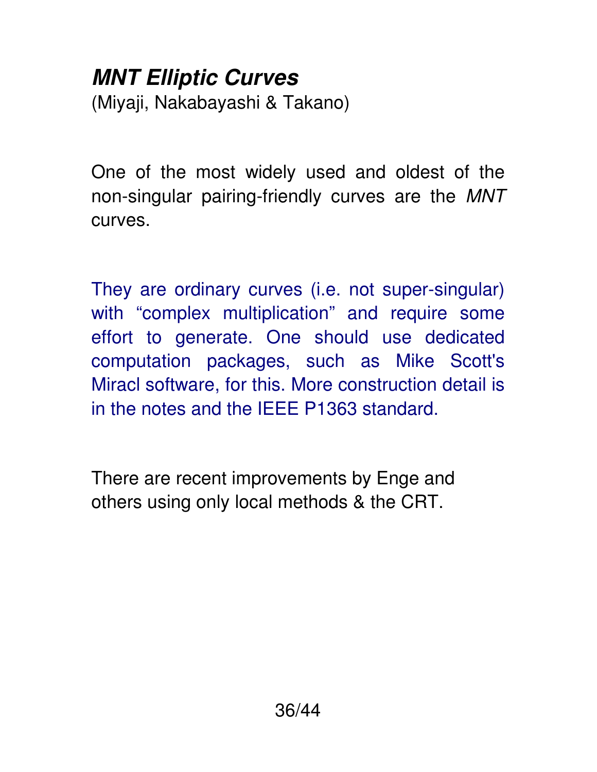## ***MNT Elliptic Curves***

(Miyaji, Nakabayashi & Takano)

One of the most widely used and oldest of the non-singular pairing-friendly curves are the *MNT* curves.

They are ordinary curves (i.e. not super-singular) with “complex multiplication” and require some effort to generate. One should use dedicated computation packages, such as Mike Scott's Miracl software, for this. More construction detail is in the notes and the IEEE P1363 standard.

There are recent improvements by Enge and others using only local methods & the CRT.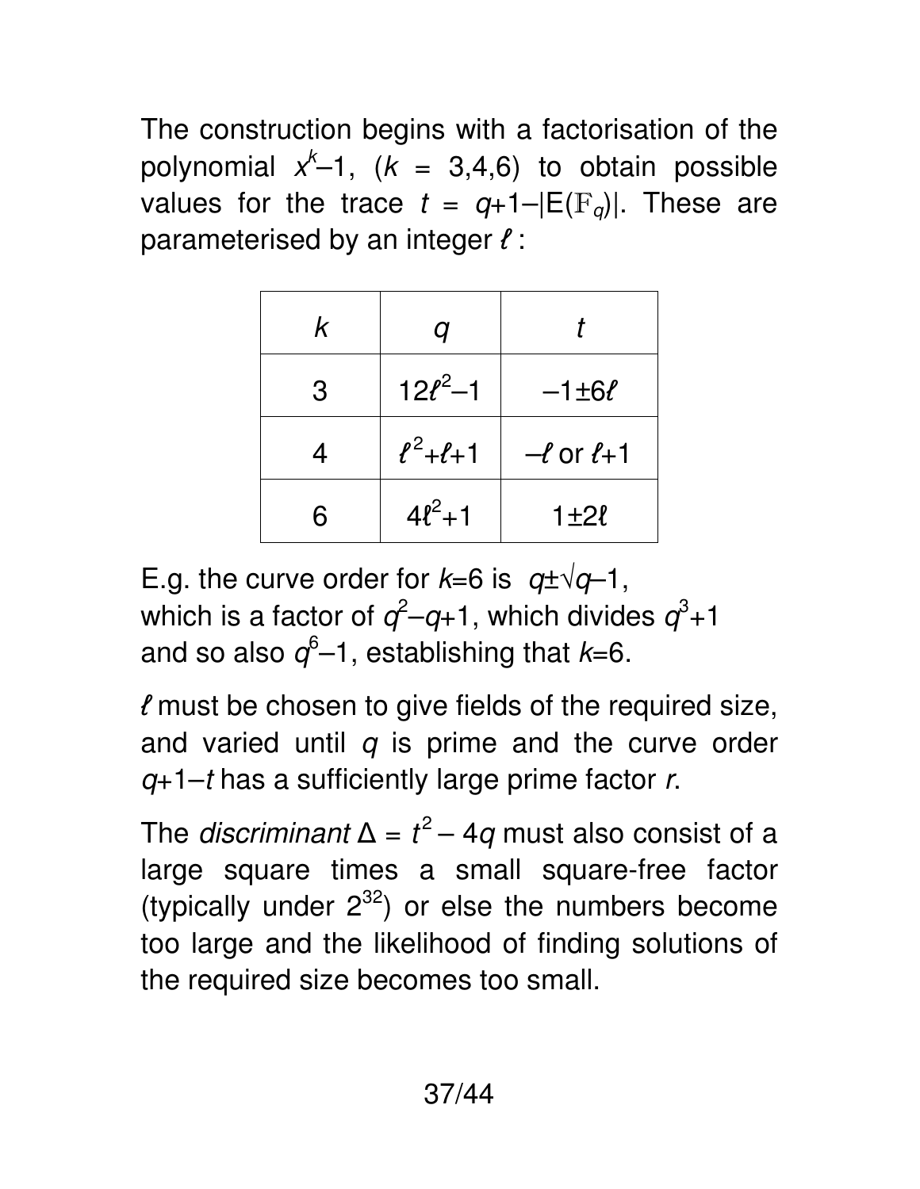The construction begins with a factorisation of the polynomial $x^k-1$, ($k$ = 3,4,6) to obtain possible values for the trace $t = q+1-|E(\mathbb{F}_q)|$. These are parameterised by an integer $\ell$ :

| $k$ | $q$ | $t$ |
|---|---|---|
| 3 | $12\ell^2-1$ | $-1\pm 6\ell$ |
| 4 | $\ell^2+\ell+1$ | $-\ell$ or $\ell+1$ |
| 6 | $4\ell^2+1$ | $1\pm 2\ell$ |

E.g. the curve order for $k$=6 is $q\pm\sqrt{q}-1$, which is a factor of $q^2-q+1$, which divides $q^3+1$ and so also $q^6-1$, establishing that $k$=6.

$\ell$ must be chosen to give fields of the required size, and varied until $q$ is prime and the curve order $q+1-t$ has a sufficiently large prime factor $r$.

The *discriminant* $\Delta = t^2 - 4q$ must also consist of a large square times a small square-free factor (typically under $2^{32}$) or else the numbers become too large and the likelihood of finding solutions of the required size becomes too small.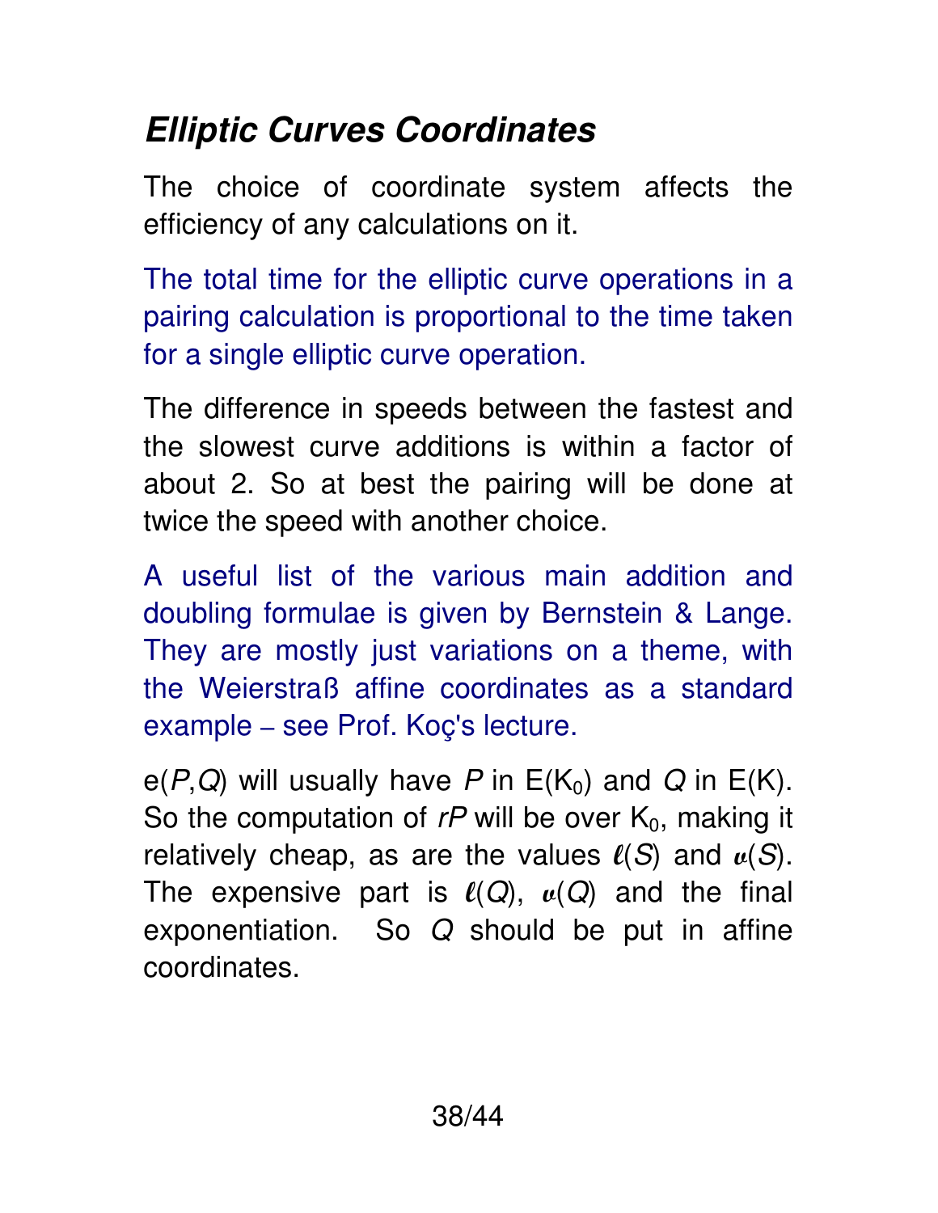# *Elliptic Curves Coordinates*

The choice of coordinate system affects the efficiency of any calculations on it.

The total time for the elliptic curve operations in a pairing calculation is proportional to the time taken for a single elliptic curve operation.

The difference in speeds between the fastest and the slowest curve additions is within a factor of about 2. So at best the pairing will be done at twice the speed with another choice.

A useful list of the various main addition and doubling formulae is given by Bernstein & Lange. They are mostly just variations on a theme, with the Weierstraß affine coordinates as a standard example – see Prof. Koç's lecture.

$e(P,Q)$ will usually have $P$ in $E(K_0)$ and $Q$ in $E(K)$. So the computation of $rP$ will be over $K_0$, making it relatively cheap, as are the values $\ell(S)$ and $v(S)$. The expensive part is $\ell(Q)$, $v(Q)$ and the final exponentiation. So $Q$ should be put in affine coordinates.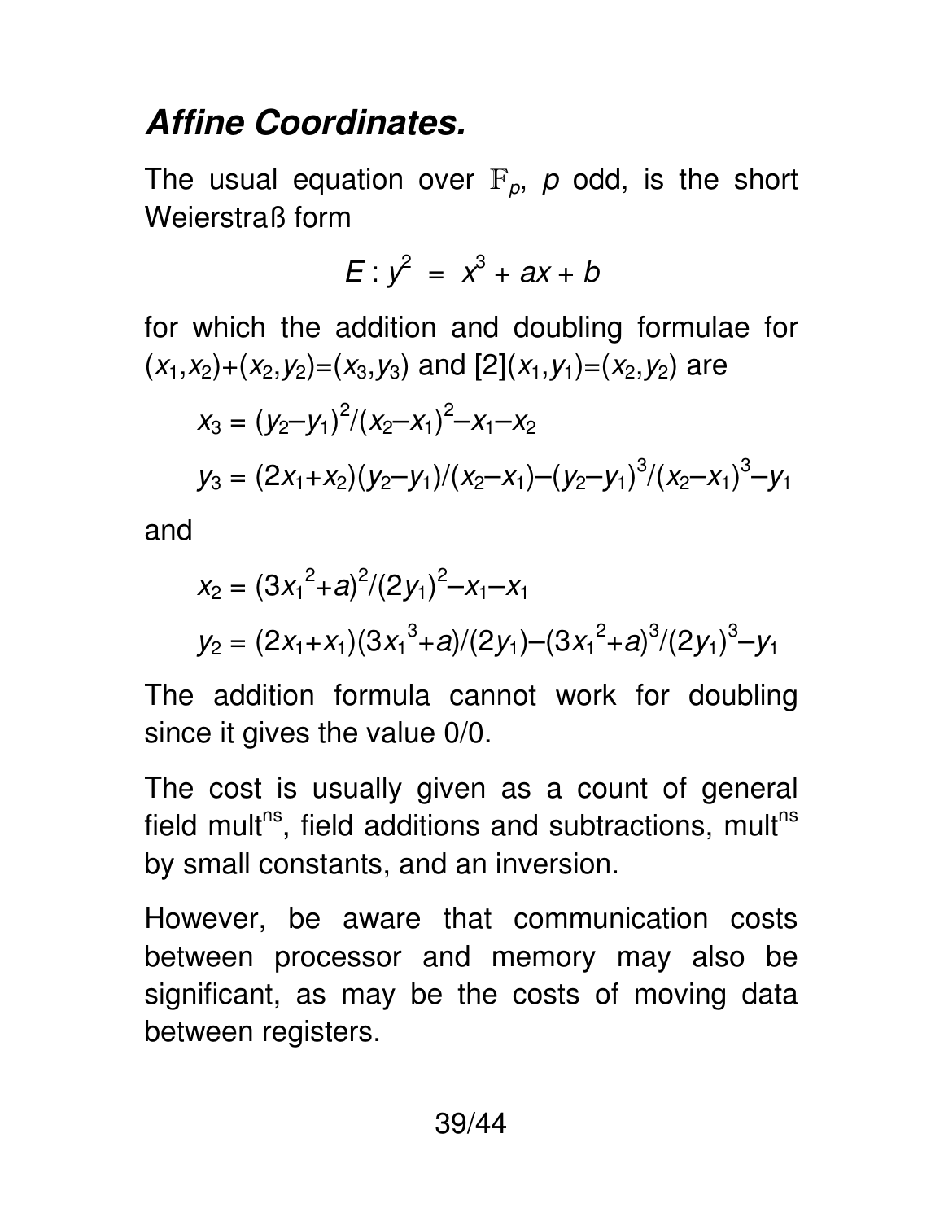## *Affine Coordinates.*

The usual equation over $\mathbb{F}_p$, $p$ odd, is the short Weierstraß form

$$E : y^2 = x^3 + ax + b$$

for which the addition and doubling formulae for $(x_1,x_2)+(x_2,y_2)=(x_3,y_3)$ and $[2](x_1,y_1)=(x_2,y_2)$ are

$$x_3 = (y_2 - y_1)^2/(x_2 - x_1)^2 - x_1 - x_2$$

$$y_3 = (2x_1 + x_2)(y_2 - y_1)/(x_2 - x_1) - (y_2 - y_1)^3/(x_2 - x_1)^3 - y_1$$

and

$$x_2 = (3x_1^2 + a)^2/(2y_1)^2 - x_1 - x_1$$

$$y_2 = (2x_1 + x_1)(3x_1^3 + a)/(2y_1) - (3x_1^2 + a)^3/(2y_1)^3 - y_1$$

The addition formula cannot work for doubling since it gives the value 0/0.

The cost is usually given as a count of general field mult[ns], field additions and subtractions, mult[ns] by small constants, and an inversion.

However, be aware that communication costs between processor and memory may also be significant, as may be the costs of moving data between registers.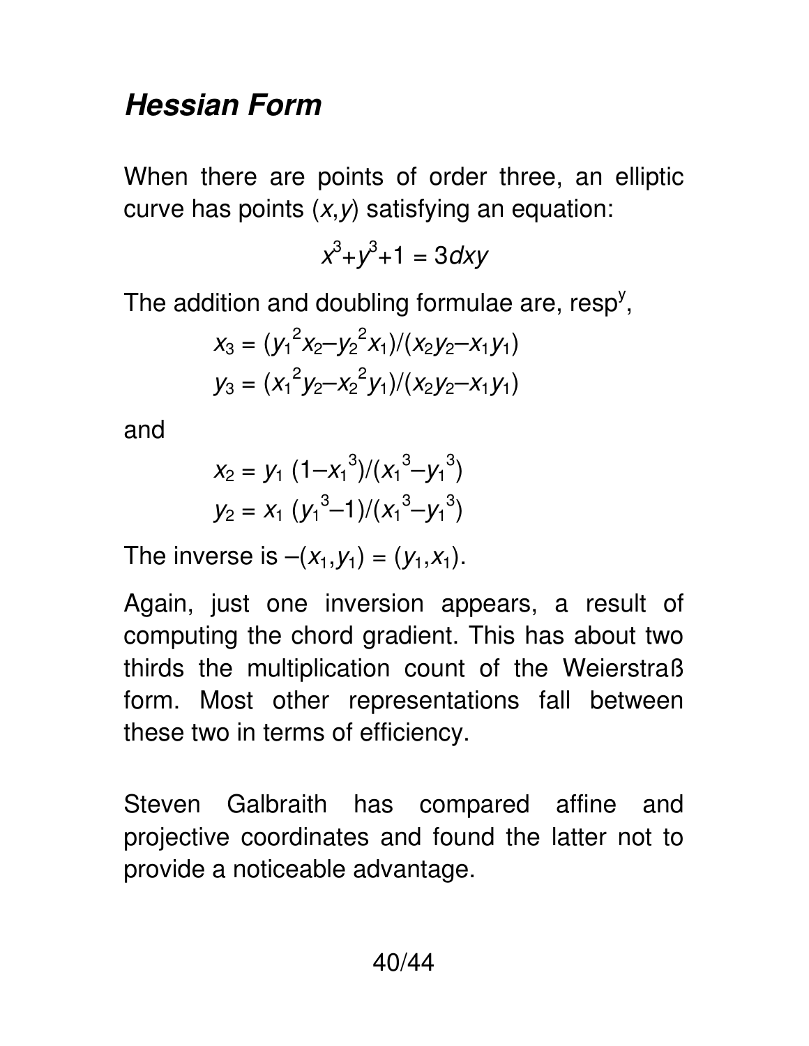### *Hessian Form*

When there are points of order three, an elliptic curve has points $(x,y)$ satisfying an equation:

$$x^3+y^3+1 = 3dxy$$

The addition and doubling formulae are, resp[y],

$$x_3 = (y_1^2x_2 - y_2^2x_1)/(x_2y_2 - x_1y_1)$$
$$y_3 = (x_1^2y_2 - x_2^2y_1)/(x_2y_2 - x_1y_1)$$

and

$$x_2 = y_1\ (1 - x_1^3)/(x_1^3 - y_1^3)$$
$$y_2 = x_1\ (y_1^3 - 1)/(x_1^3 - y_1^3)$$

The inverse is $-(x_1,y_1) = (y_1,x_1)$.

Again, just one inversion appears, a result of computing the chord gradient. This has about two thirds the multiplication count of the Weierstraß form. Most other representations fall between these two in terms of efficiency.

Steven Galbraith has compared affine and projective coordinates and found the latter not to provide a noticeable advantage.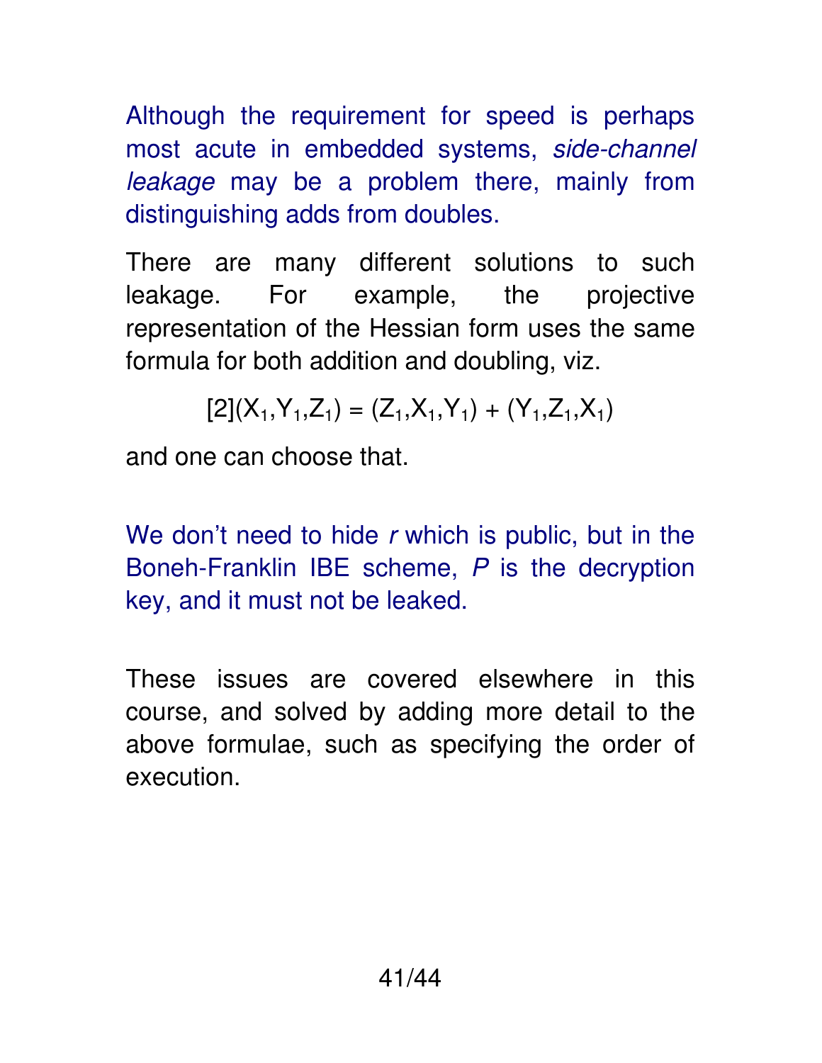Although the requirement for speed is perhaps most acute in embedded systems, *side-channel leakage* may be a problem there, mainly from distinguishing adds from doubles.

There are many different solutions to such leakage. For example, the projective representation of the Hessian form uses the same formula for both addition and doubling, viz.

$$[2](X_1,Y_1,Z_1) = (Z_1,X_1,Y_1) + (Y_1,Z_1,X_1)$$

and one can choose that.

We don't need to hide $r$ which is public, but in the Boneh-Franklin IBE scheme, $P$ is the decryption key, and it must not be leaked.

These issues are covered elsewhere in this course, and solved by adding more detail to the above formulae, such as specifying the order of execution.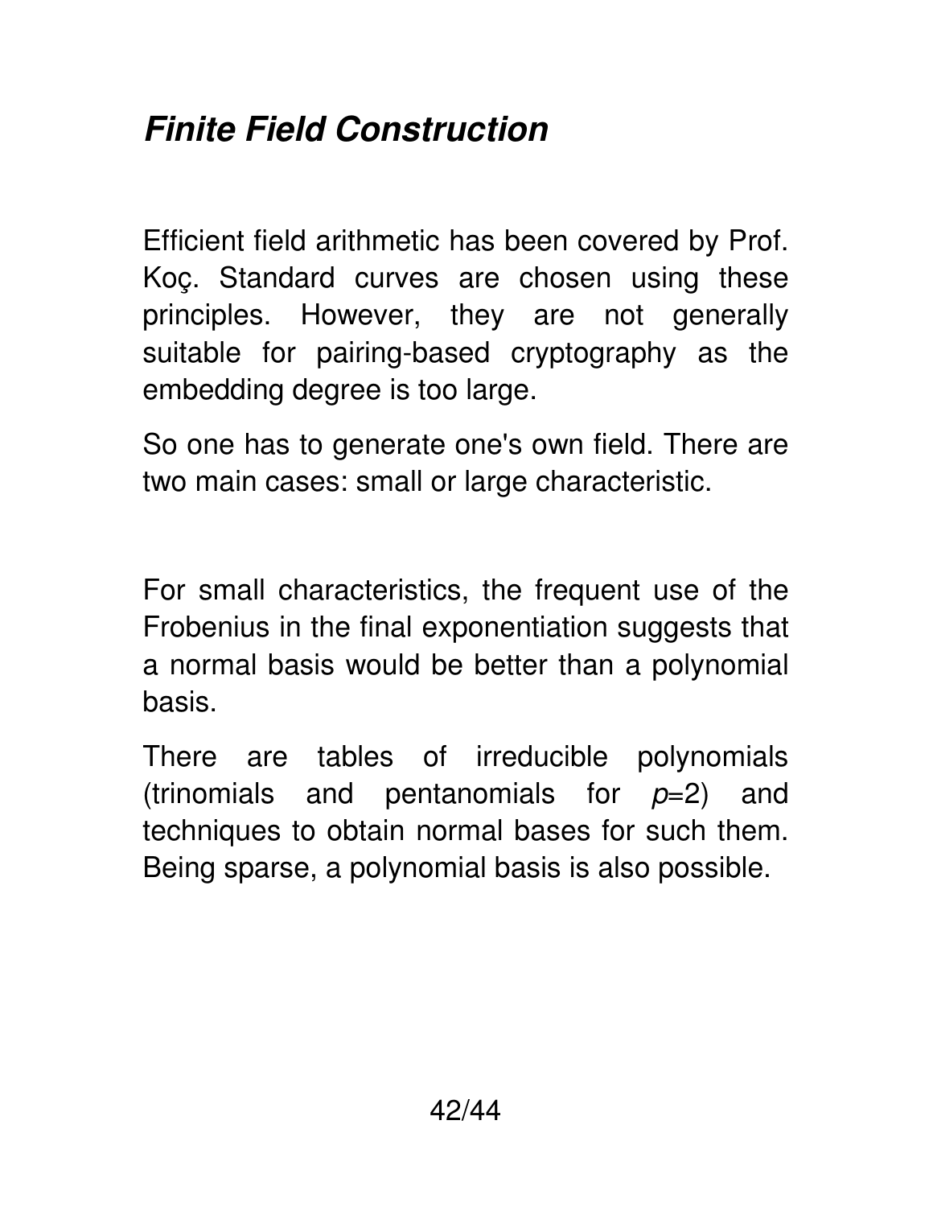# ***Finite Field Construction***

Efficient field arithmetic has been covered by Prof. Koç. Standard curves are chosen using these principles. However, they are not generally suitable for pairing-based cryptography as the embedding degree is too large.

So one has to generate one's own field. There are two main cases: small or large characteristic.

For small characteristics, the frequent use of the Frobenius in the final exponentiation suggests that a normal basis would be better than a polynomial basis.

There are tables of irreducible polynomials (trinomials and pentanomials for $p=2$) and techniques to obtain normal bases for such them. Being sparse, a polynomial basis is also possible.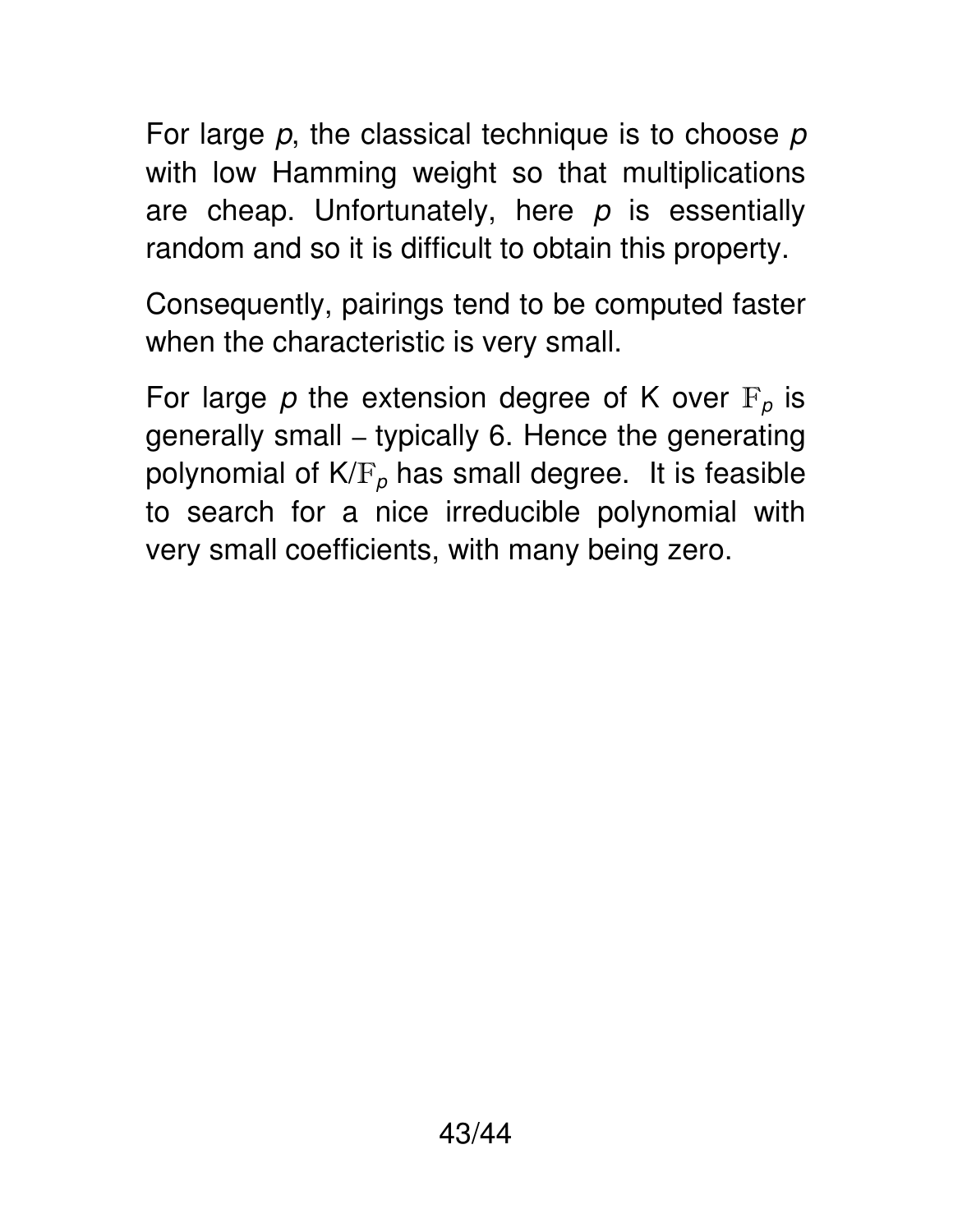For large $p$, the classical technique is to choose $p$ with low Hamming weight so that multiplications are cheap. Unfortunately, here $p$ is essentially random and so it is difficult to obtain this property.

Consequently, pairings tend to be computed faster when the characteristic is very small.

For large $p$ the extension degree of K over $\mathbb{F}_p$ is generally small – typically 6. Hence the generating polynomial of K/$\mathbb{F}_p$ has small degree. It is feasible to search for a nice irreducible polynomial with very small coefficients, with many being zero.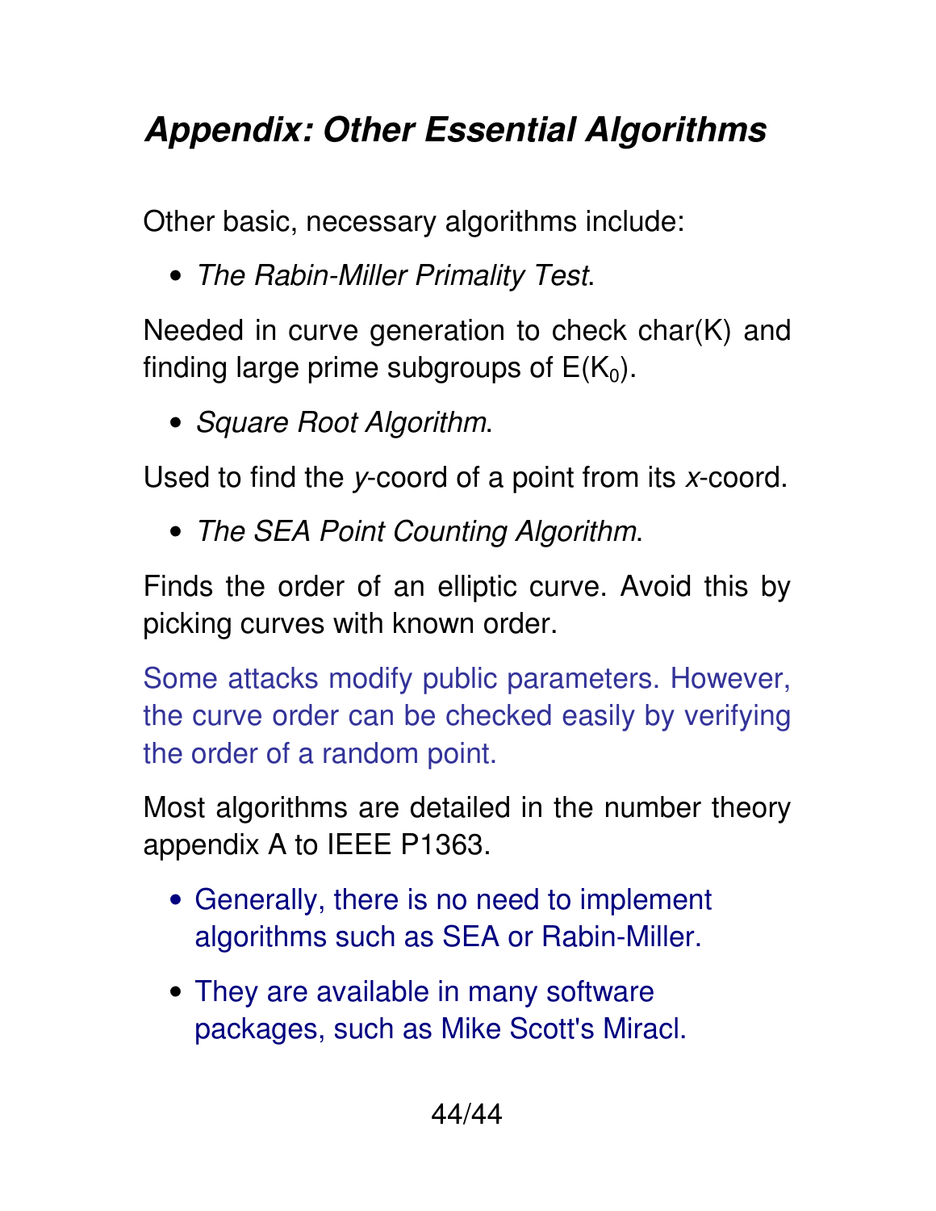# *Appendix: Other Essential Algorithms*

Other basic, necessary algorithms include:

- *The Rabin-Miller Primality Test*.

Needed in curve generation to check char(K) and finding large prime subgroups of $E(K_0)$.

- *Square Root Algorithm*.

Used to find the *y*-coord of a point from its *x*-coord.

- *The SEA Point Counting Algorithm*.

Finds the order of an elliptic curve. Avoid this by picking curves with known order.

Some attacks modify public parameters. However, the curve order can be checked easily by verifying the order of a random point.

Most algorithms are detailed in the number theory appendix A to IEEE P1363.

- Generally, there is no need to implement algorithms such as SEA or Rabin-Miller.
- They are available in many software packages, such as Mike Scott's Miracl.